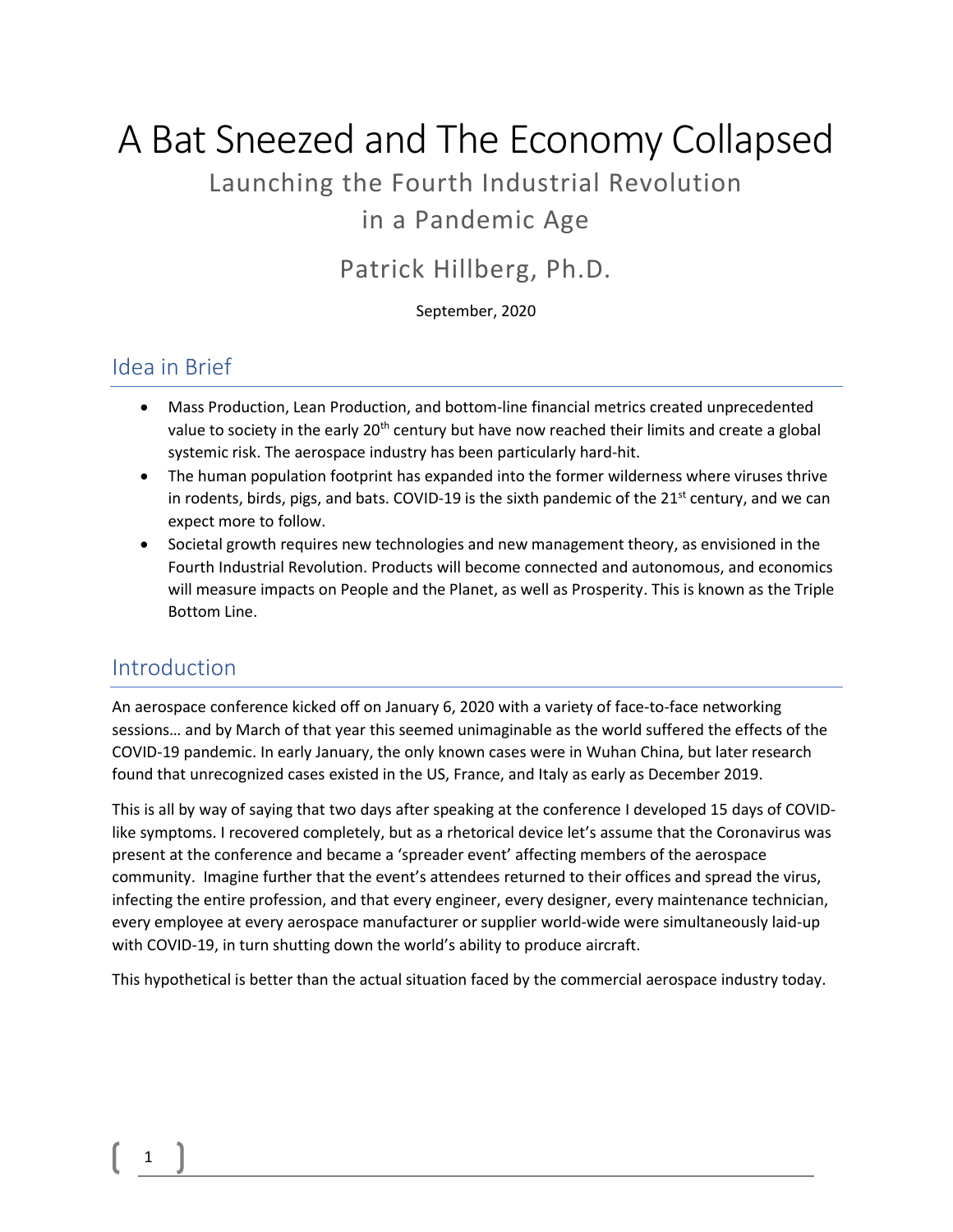# A Bat Sneezed and The Economy Collapsed

## Launching the Fourth Industrial Revolution in a Pandemic Age

## Patrick Hillberg, Ph.D.

September, 2020

## Idea in Brief

- Mass Production, Lean Production, and bottom-line financial metrics created unprecedented value to society in the early 20th century but have now reached their limits and create a global systemic risk. The aerospace industry has been particularly hard-hit.
- The human population footprint has expanded into the former wilderness where viruses thrive in rodents, birds, pigs, and bats. COVID-19 is the sixth pandemic of the 21st century, and we can expect more to follow.
- Societal growth requires new technologies and new management theory, as envisioned in the Fourth Industrial Revolution. Products will become connected and autonomous, and economics will measure impacts on People and the Planet, as well as Prosperity. This is known as the Triple Bottom Line.

## Introduction

An aerospace conference kicked off on January 6, 2020 with a variety of face-to-face networking sessions… and by March of that year this seemed unimaginable as the world suffered the effects of the COVID-19 pandemic. In early January, the only known cases were in Wuhan China, but later research found that unrecognized cases existed in the US, France, and Italy as early as December 2019.

This is all by way of saying that two days after speaking at the conference I developed 15 days of COVID-like symptoms. I recovered completely, but as a rhetorical device let's assume that the Coronavirus was present at the conference and became a 'spreader event' affecting members of the aerospace community. Imagine further that the event's attendees returned to their offices and spread the virus, infecting the entire profession, and that every engineer, every designer, every maintenance technician, every employee at every aerospace manufacturer or supplier world-wide were simultaneously laid-up with COVID-19, in turn shutting down the world's ability to produce aircraft.

This hypothetical is better than the actual situation faced by the commercial aerospace industry today.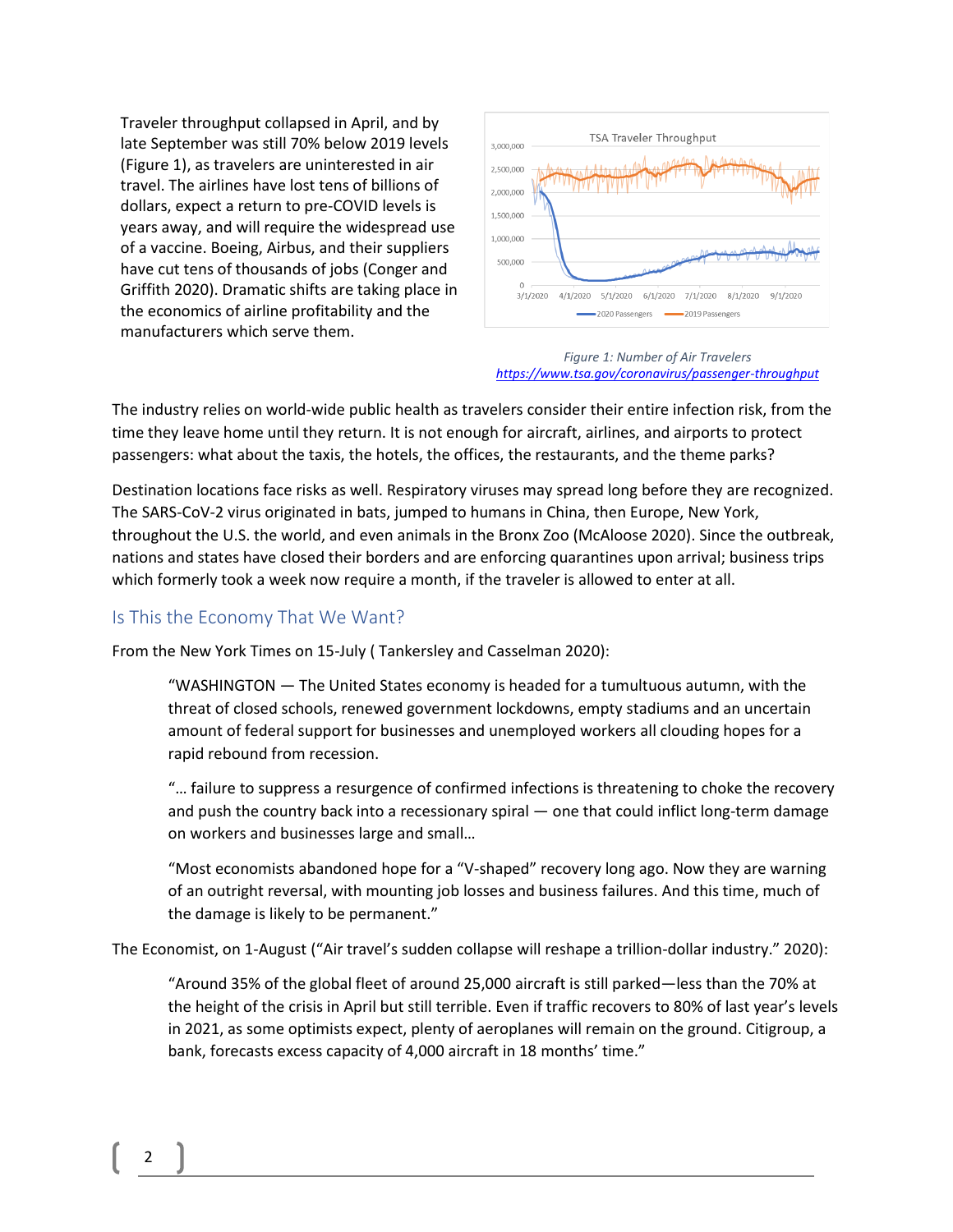Traveler throughput collapsed in April, and by late September was still 70% below 2019 levels (Figure 1), as travelers are uninterested in air travel. The airlines have lost tens of billions of dollars, expect a return to pre-COVID levels is years away, and will require the widespread use of a vaccine. Boeing, Airbus, and their suppliers have cut tens of thousands of jobs (Conger and Griffith 2020). Dramatic shifts are taking place in the economics of airline profitability and the manufacturers which serve them.

*Figure 1: Number of Air Travelers*
https://www.tsa.gov/coronavirus/passenger-throughput

The industry relies on world-wide public health as travelers consider their entire infection risk, from the time they leave home until they return. It is not enough for aircraft, airlines, and airports to protect passengers: what about the taxis, the hotels, the offices, the restaurants, and the theme parks?

Destination locations face risks as well. Respiratory viruses may spread long before they are recognized. The SARS-CoV-2 virus originated in bats, jumped to humans in China, then Europe, New York, throughout the U.S. the world, and even animals in the Bronx Zoo (McAloose 2020). Since the outbreak, nations and states have closed their borders and are enforcing quarantines upon arrival; business trips which formerly took a week now require a month, if the traveler is allowed to enter at all.

## Is This the Economy That We Want?

From the New York Times on 15-July ( Tankersley and Casselman 2020):

> "WASHINGTON — The United States economy is headed for a tumultuous autumn, with the threat of closed schools, renewed government lockdowns, empty stadiums and an uncertain amount of federal support for businesses and unemployed workers all clouding hopes for a rapid rebound from recession.
>
> "… failure to suppress a resurgence of confirmed infections is threatening to choke the recovery and push the country back into a recessionary spiral — one that could inflict long-term damage on workers and businesses large and small…
>
> "Most economists abandoned hope for a "V-shaped" recovery long ago. Now they are warning of an outright reversal, with mounting job losses and business failures. And this time, much of the damage is likely to be permanent."

The Economist, on 1-August ("Air travel's sudden collapse will reshape a trillion-dollar industry." 2020):

> "Around 35% of the global fleet of around 25,000 aircraft is still parked—less than the 70% at the height of the crisis in April but still terrible. Even if traffic recovers to 80% of last year's levels in 2021, as some optimists expect, plenty of aeroplanes will remain on the ground. Citigroup, a bank, forecasts excess capacity of 4,000 aircraft in 18 months' time."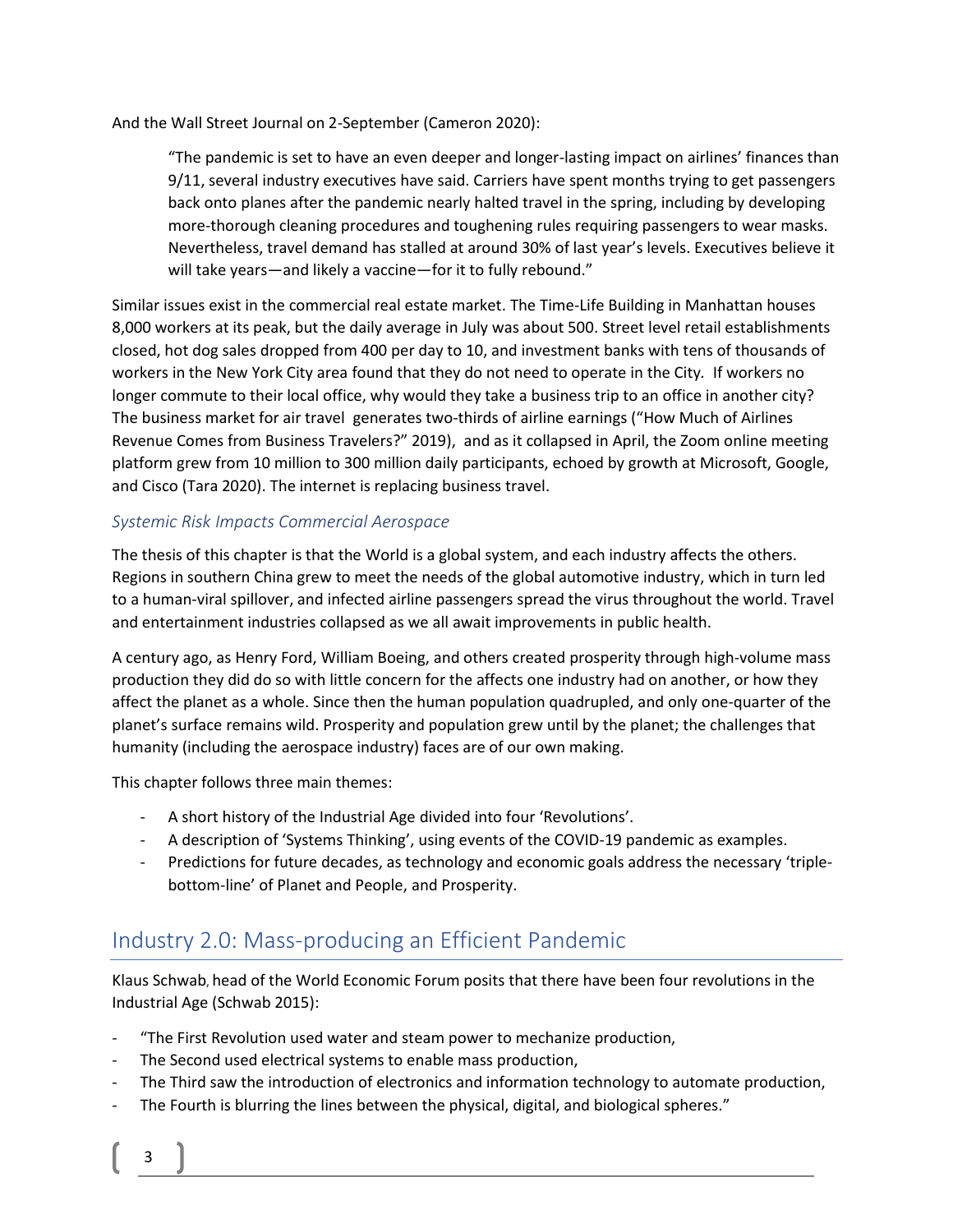And the Wall Street Journal on 2-September (Cameron 2020):

> "The pandemic is set to have an even deeper and longer-lasting impact on airlines' finances than 9/11, several industry executives have said. Carriers have spent months trying to get passengers back onto planes after the pandemic nearly halted travel in the spring, including by developing more-thorough cleaning procedures and toughening rules requiring passengers to wear masks. Nevertheless, travel demand has stalled at around 30% of last year's levels. Executives believe it will take years—and likely a vaccine—for it to fully rebound."

Similar issues exist in the commercial real estate market. The Time-Life Building in Manhattan houses 8,000 workers at its peak, but the daily average in July was about 500. Street level retail establishments closed, hot dog sales dropped from 400 per day to 10, and investment banks with tens of thousands of workers in the New York City area found that they do not need to operate in the City. If workers no longer commute to their local office, why would they take a business trip to an office in another city? The business market for air travel generates two-thirds of airline earnings ("How Much of Airlines Revenue Comes from Business Travelers?" 2019), and as it collapsed in April, the Zoom online meeting platform grew from 10 million to 300 million daily participants, echoed by growth at Microsoft, Google, and Cisco (Tara 2020). The internet is replacing business travel.

### *Systemic Risk Impacts Commercial Aerospace*

The thesis of this chapter is that the World is a global system, and each industry affects the others. Regions in southern China grew to meet the needs of the global automotive industry, which in turn led to a human-viral spillover, and infected airline passengers spread the virus throughout the world. Travel and entertainment industries collapsed as we all await improvements in public health.

A century ago, as Henry Ford, William Boeing, and others created prosperity through high-volume mass production they did do so with little concern for the affects one industry had on another, or how they affect the planet as a whole. Since then the human population quadrupled, and only one-quarter of the planet's surface remains wild. Prosperity and population grew until by the planet; the challenges that humanity (including the aerospace industry) faces are of our own making.

This chapter follows three main themes:

- A short history of the Industrial Age divided into four 'Revolutions'.
- A description of 'Systems Thinking', using events of the COVID-19 pandemic as examples.
- Predictions for future decades, as technology and economic goals address the necessary 'triple-bottom-line' of Planet and People, and Prosperity.

## Industry 2.0: Mass-producing an Efficient Pandemic

Klaus Schwab, head of the World Economic Forum posits that there have been four revolutions in the Industrial Age (Schwab 2015):

- "The First Revolution used water and steam power to mechanize production,
- The Second used electrical systems to enable mass production,
- The Third saw the introduction of electronics and information technology to automate production,
- The Fourth is blurring the lines between the physical, digital, and biological spheres."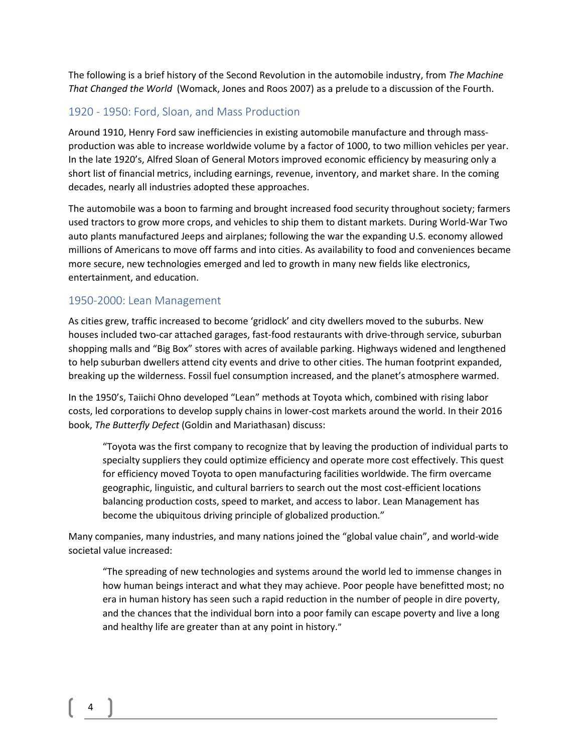The following is a brief history of the Second Revolution in the automobile industry, from *The Machine That Changed the World* (Womack, Jones and Roos 2007) as a prelude to a discussion of the Fourth.

## 1920 - 1950: Ford, Sloan, and Mass Production

Around 1910, Henry Ford saw inefficiencies in existing automobile manufacture and through mass-production was able to increase worldwide volume by a factor of 1000, to two million vehicles per year. In the late 1920's, Alfred Sloan of General Motors improved economic efficiency by measuring only a short list of financial metrics, including earnings, revenue, inventory, and market share. In the coming decades, nearly all industries adopted these approaches.

The automobile was a boon to farming and brought increased food security throughout society; farmers used tractors to grow more crops, and vehicles to ship them to distant markets. During World-War Two auto plants manufactured Jeeps and airplanes; following the war the expanding U.S. economy allowed millions of Americans to move off farms and into cities. As availability to food and conveniences became more secure, new technologies emerged and led to growth in many new fields like electronics, entertainment, and education.

## 1950-2000: Lean Management

As cities grew, traffic increased to become 'gridlock' and city dwellers moved to the suburbs. New houses included two-car attached garages, fast-food restaurants with drive-through service, suburban shopping malls and "Big Box" stores with acres of available parking. Highways widened and lengthened to help suburban dwellers attend city events and drive to other cities. The human footprint expanded, breaking up the wilderness. Fossil fuel consumption increased, and the planet's atmosphere warmed.

In the 1950's, Taiichi Ohno developed "Lean" methods at Toyota which, combined with rising labor costs, led corporations to develop supply chains in lower-cost markets around the world. In their 2016 book, *The Butterfly Defect* (Goldin and Mariathasan) discuss:

> "Toyota was the first company to recognize that by leaving the production of individual parts to specialty suppliers they could optimize efficiency and operate more cost effectively. This quest for efficiency moved Toyota to open manufacturing facilities worldwide. The firm overcame geographic, linguistic, and cultural barriers to search out the most cost-efficient locations balancing production costs, speed to market, and access to labor. Lean Management has become the ubiquitous driving principle of globalized production."

Many companies, many industries, and many nations joined the "global value chain", and world-wide societal value increased:

> "The spreading of new technologies and systems around the world led to immense changes in how human beings interact and what they may achieve. Poor people have benefitted most; no era in human history has seen such a rapid reduction in the number of people in dire poverty, and the chances that the individual born into a poor family can escape poverty and live a long and healthy life are greater than at any point in history."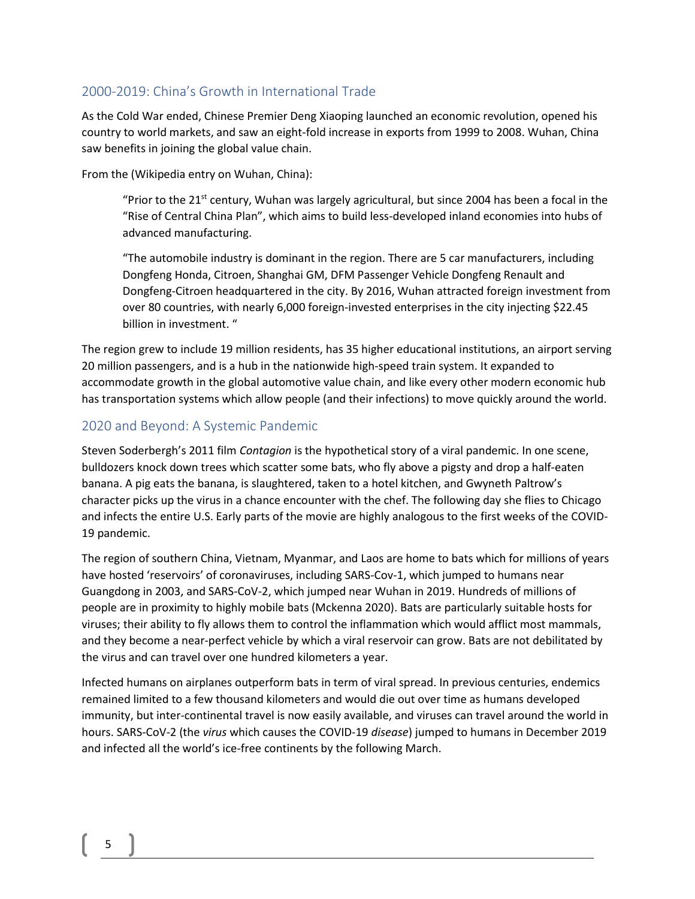## 2000-2019: China's Growth in International Trade

As the Cold War ended, Chinese Premier Deng Xiaoping launched an economic revolution, opened his country to world markets, and saw an eight-fold increase in exports from 1999 to 2008. Wuhan, China saw benefits in joining the global value chain.

From the (Wikipedia entry on Wuhan, China):

> "Prior to the 21st century, Wuhan was largely agricultural, but since 2004 has been a focal in the "Rise of Central China Plan", which aims to build less-developed inland economies into hubs of advanced manufacturing.
>
> "The automobile industry is dominant in the region. There are 5 car manufacturers, including Dongfeng Honda, Citroen, Shanghai GM, DFM Passenger Vehicle Dongfeng Renault and Dongfeng-Citroen headquartered in the city. By 2016, Wuhan attracted foreign investment from over 80 countries, with nearly 6,000 foreign-invested enterprises in the city injecting $22.45 billion in investment. "

The region grew to include 19 million residents, has 35 higher educational institutions, an airport serving 20 million passengers, and is a hub in the nationwide high-speed train system. It expanded to accommodate growth in the global automotive value chain, and like every other modern economic hub has transportation systems which allow people (and their infections) to move quickly around the world.

## 2020 and Beyond: A Systemic Pandemic

Steven Soderbergh's 2011 film *Contagion* is the hypothetical story of a viral pandemic. In one scene, bulldozers knock down trees which scatter some bats, who fly above a pigsty and drop a half-eaten banana. A pig eats the banana, is slaughtered, taken to a hotel kitchen, and Gwyneth Paltrow's character picks up the virus in a chance encounter with the chef. The following day she flies to Chicago and infects the entire U.S. Early parts of the movie are highly analogous to the first weeks of the COVID-19 pandemic.

The region of southern China, Vietnam, Myanmar, and Laos are home to bats which for millions of years have hosted 'reservoirs' of coronaviruses, including SARS-Cov-1, which jumped to humans near Guangdong in 2003, and SARS-CoV-2, which jumped near Wuhan in 2019. Hundreds of millions of people are in proximity to highly mobile bats (Mckenna 2020). Bats are particularly suitable hosts for viruses; their ability to fly allows them to control the inflammation which would afflict most mammals, and they become a near-perfect vehicle by which a viral reservoir can grow. Bats are not debilitated by the virus and can travel over one hundred kilometers a year.

Infected humans on airplanes outperform bats in term of viral spread. In previous centuries, endemics remained limited to a few thousand kilometers and would die out over time as humans developed immunity, but inter-continental travel is now easily available, and viruses can travel around the world in hours. SARS-CoV-2 (the *virus* which causes the COVID-19 *disease*) jumped to humans in December 2019 and infected all the world's ice-free continents by the following March.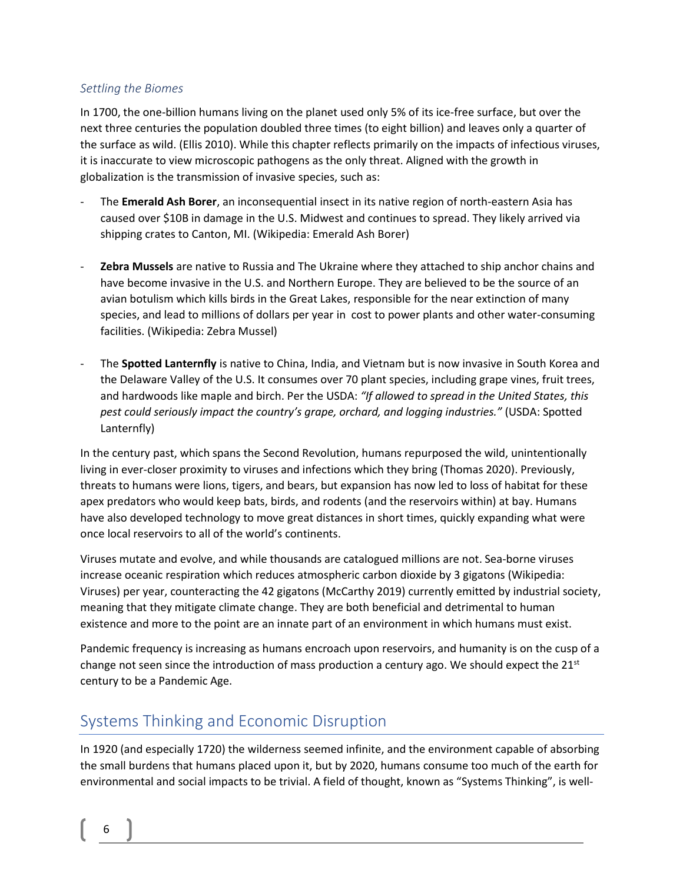### *Settling the Biomes*

In 1700, the one-billion humans living on the planet used only 5% of its ice-free surface, but over the next three centuries the population doubled three times (to eight billion) and leaves only a quarter of the surface as wild. (Ellis 2010). While this chapter reflects primarily on the impacts of infectious viruses, it is inaccurate to view microscopic pathogens as the only threat. Aligned with the growth in globalization is the transmission of invasive species, such as:

- The **Emerald Ash Borer**, an inconsequential insect in its native region of north-eastern Asia has caused over $10B in damage in the U.S. Midwest and continues to spread. They likely arrived via shipping crates to Canton, MI. (Wikipedia: Emerald Ash Borer)

- **Zebra Mussels** are native to Russia and The Ukraine where they attached to ship anchor chains and have become invasive in the U.S. and Northern Europe. They are believed to be the source of an avian botulism which kills birds in the Great Lakes, responsible for the near extinction of many species, and lead to millions of dollars per year in cost to power plants and other water-consuming facilities. (Wikipedia: Zebra Mussel)

- The **Spotted Lanternfly** is native to China, India, and Vietnam but is now invasive in South Korea and the Delaware Valley of the U.S. It consumes over 70 plant species, including grape vines, fruit trees, and hardwoods like maple and birch. Per the USDA: *"If allowed to spread in the United States, this pest could seriously impact the country's grape, orchard, and logging industries."* (USDA: Spotted Lanternfly)

In the century past, which spans the Second Revolution, humans repurposed the wild, unintentionally living in ever-closer proximity to viruses and infections which they bring (Thomas 2020). Previously, threats to humans were lions, tigers, and bears, but expansion has now led to loss of habitat for these apex predators who would keep bats, birds, and rodents (and the reservoirs within) at bay. Humans have also developed technology to move great distances in short times, quickly expanding what were once local reservoirs to all of the world's continents.

Viruses mutate and evolve, and while thousands are catalogued millions are not. Sea-borne viruses increase oceanic respiration which reduces atmospheric carbon dioxide by 3 gigatons (Wikipedia: Viruses) per year, counteracting the 42 gigatons (McCarthy 2019) currently emitted by industrial society, meaning that they mitigate climate change. They are both beneficial and detrimental to human existence and more to the point are an innate part of an environment in which humans must exist.

Pandemic frequency is increasing as humans encroach upon reservoirs, and humanity is on the cusp of a change not seen since the introduction of mass production a century ago. We should expect the 21st century to be a Pandemic Age.

## Systems Thinking and Economic Disruption

In 1920 (and especially 1720) the wilderness seemed infinite, and the environment capable of absorbing the small burdens that humans placed upon it, but by 2020, humans consume too much of the earth for environmental and social impacts to be trivial. A field of thought, known as "Systems Thinking", is well-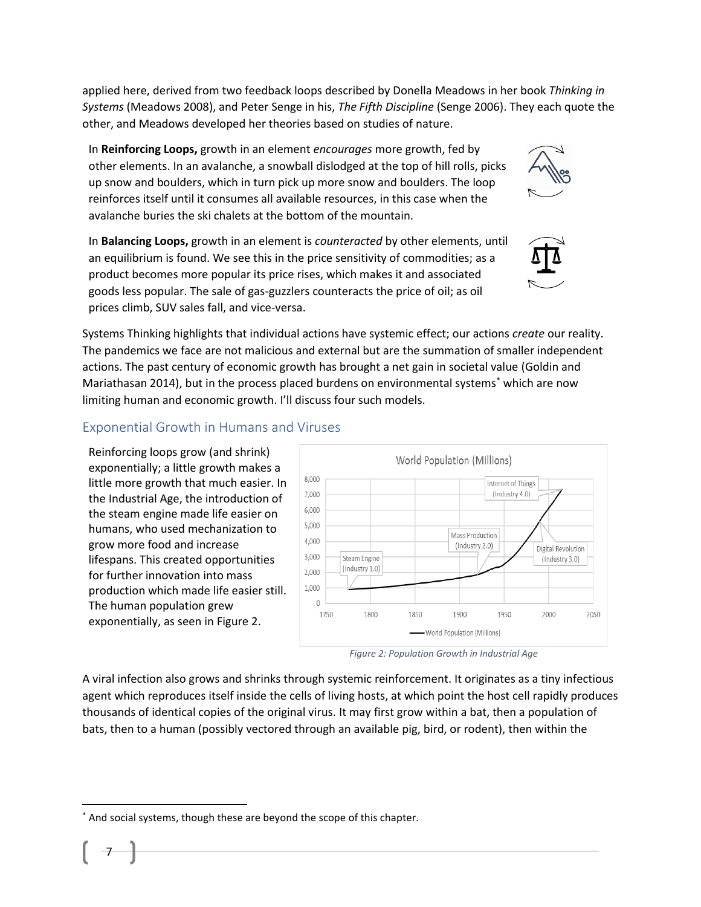applied here, derived from two feedback loops described by Donella Meadows in her book *Thinking in Systems* (Meadows 2008), and Peter Senge in his, *The Fifth Discipline* (Senge 2006). They each quote the other, and Meadows developed her theories based on studies of nature.

In **Reinforcing Loops,** growth in an element *encourages* more growth, fed by other elements. In an avalanche, a snowball dislodged at the top of hill rolls, picks up snow and boulders, which in turn pick up more snow and boulders. The loop reinforces itself until it consumes all available resources, in this case when the avalanche buries the ski chalets at the bottom of the mountain.

In **Balancing Loops,** growth in an element is *counteracted* by other elements, until an equilibrium is found. We see this in the price sensitivity of commodities; as a product becomes more popular its price rises, which makes it and associated goods less popular. The sale of gas-guzzlers counteracts the price of oil; as oil prices climb, SUV sales fall, and vice-versa.

Systems Thinking highlights that individual actions have systemic effect; our actions *create* our reality. The pandemics we face are not malicious and external but are the summation of smaller independent actions. The past century of economic growth has brought a net gain in societal value (Goldin and Mariathasan 2014), but in the process placed burdens on environmental systems* which are now limiting human and economic growth. I'll discuss four such models.

## Exponential Growth in Humans and Viruses

Reinforcing loops grow (and shrink) exponentially; a little growth makes a little more growth that much easier. In the Industrial Age, the introduction of the steam engine made life easier on humans, who used mechanization to grow more food and increase lifespans. This created opportunities for further innovation into mass production which made life easier still. The human population grew exponentially, as seen in Figure 2.

*Figure 2: Population Growth in Industrial Age*

A viral infection also grows and shrinks through systemic reinforcement. It originates as a tiny infectious agent which reproduces itself inside the cells of living hosts, at which point the host cell rapidly produces thousands of identical copies of the original virus. It may first grow within a bat, then a population of bats, then to a human (possibly vectored through an available pig, bird, or rodent), then within the

---

* And social systems, though these are beyond the scope of this chapter.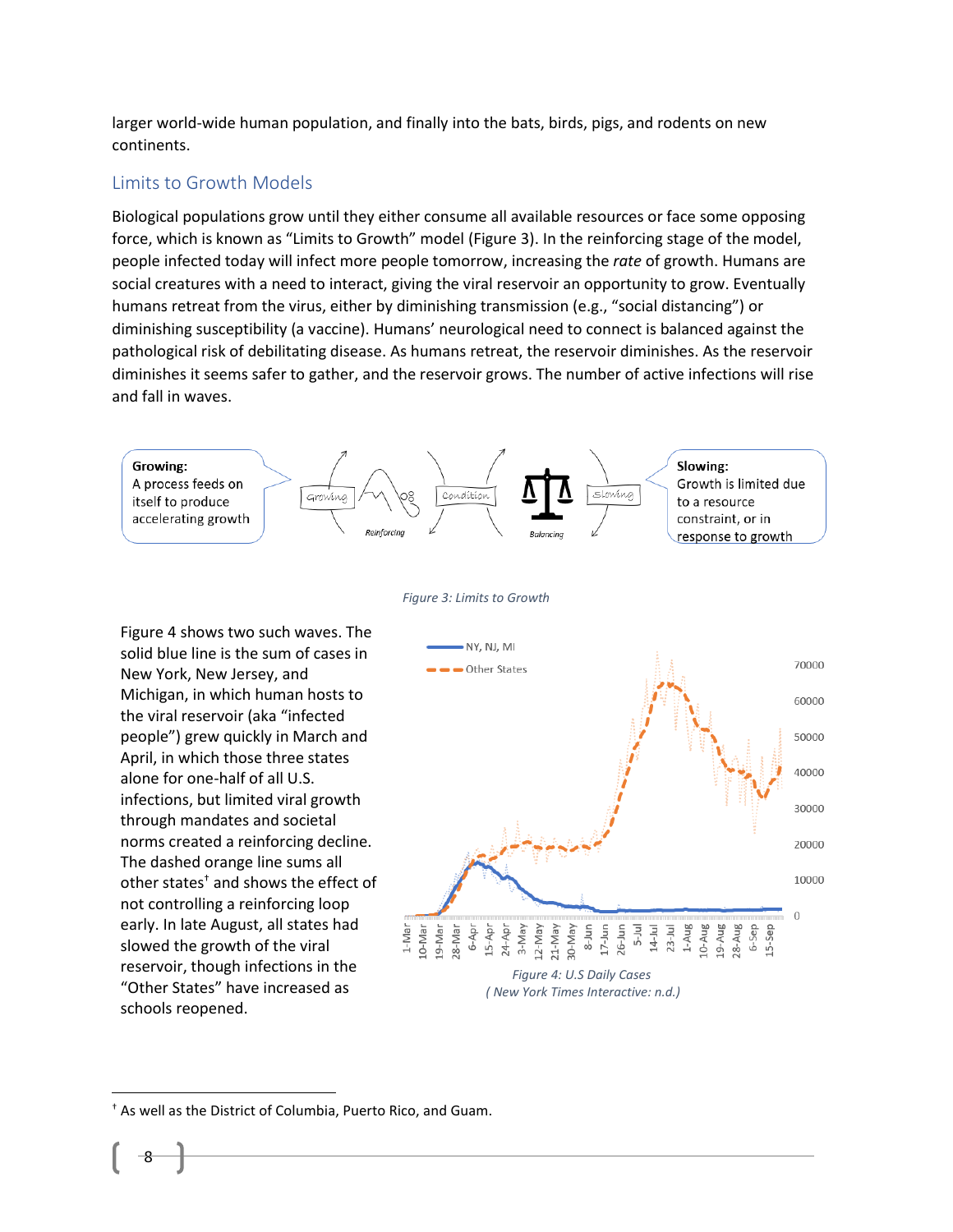larger world-wide human population, and finally into the bats, birds, pigs, and rodents on new continents.

## Limits to Growth Models

Biological populations grow until they either consume all available resources or face some opposing force, which is known as "Limits to Growth" model (Figure 3). In the reinforcing stage of the model, people infected today will infect more people tomorrow, increasing the *rate* of growth. Humans are social creatures with a need to interact, giving the viral reservoir an opportunity to grow. Eventually humans retreat from the virus, either by diminishing transmission (e.g., "social distancing") or diminishing susceptibility (a vaccine). Humans' neurological need to connect is balanced against the pathological risk of debilitating disease. As humans retreat, the reservoir diminishes. As the reservoir diminishes it seems safer to gather, and the reservoir grows. The number of active infections will rise and fall in waves.

**Growing:** A process feeds on itself to produce accelerating growth

**Slowing:** Growth is limited due to a resource constraint, or in response to growth

*Figure 3: Limits to Growth*

Figure 4 shows two such waves. The solid blue line is the sum of cases in New York, New Jersey, and Michigan, in which human hosts to the viral reservoir (aka "infected people") grew quickly in March and April, in which those three states alone for one-half of all U.S. infections, but limited viral growth through mandates and societal norms created a reinforcing decline. The dashed orange line sums all other states[†] and shows the effect of not controlling a reinforcing loop early. In late August, all states had slowed the growth of the viral reservoir, though infections in the "Other States" have increased as schools reopened.

*Figure 4: U.S Daily Cases*
*( New York Times Interactive: n.d.)*

[†] As well as the District of Columbia, Puerto Rico, and Guam.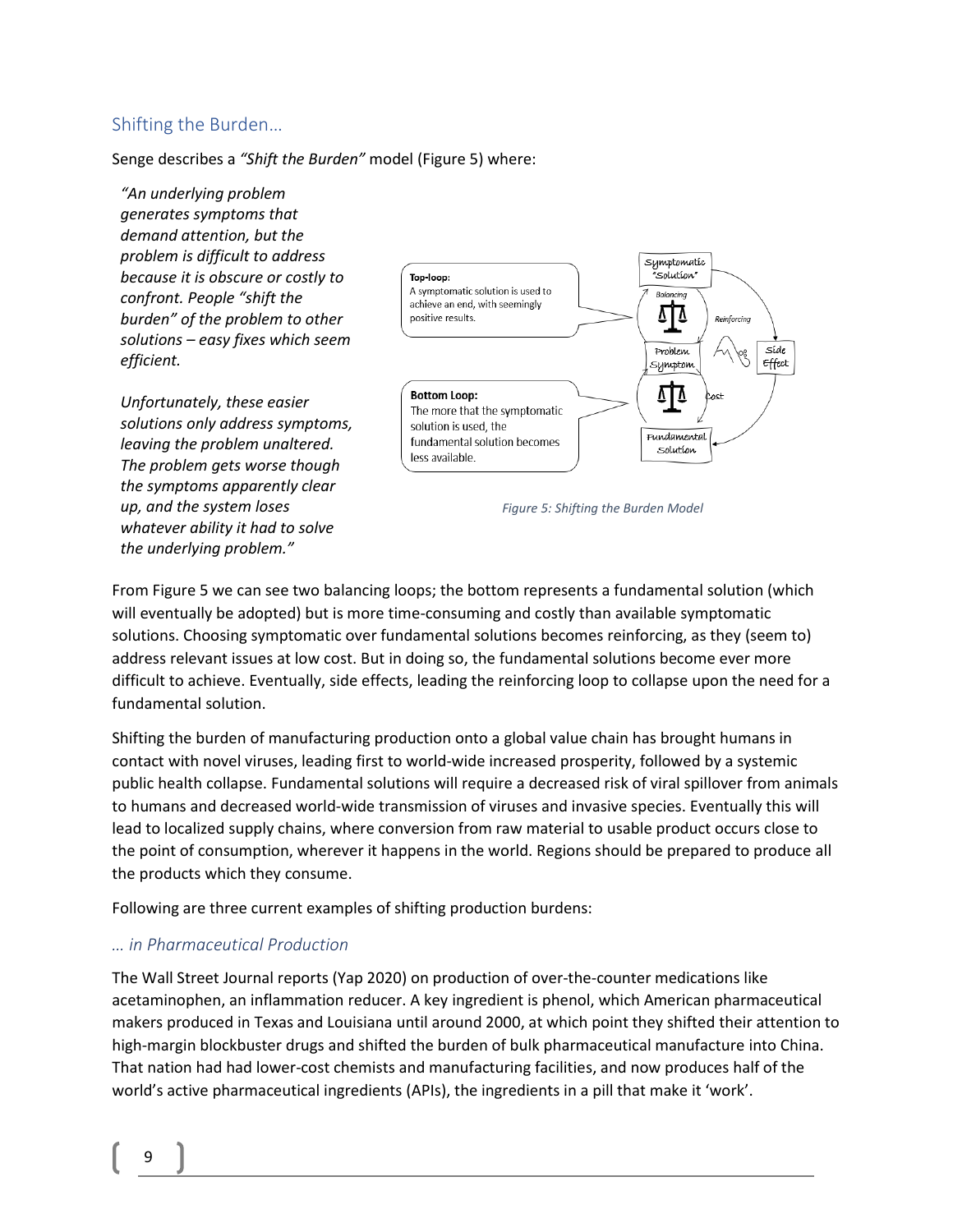## Shifting the Burden…

Senge describes a *"Shift the Burden"* model (Figure 5) where:

> *"An underlying problem generates symptoms that demand attention, but the problem is difficult to address because it is obscure or costly to confront. People "shift the burden" of the problem to other solutions – easy fixes which seem efficient.*
>
> *Unfortunately, these easier solutions only address symptoms, leaving the problem unaltered. The problem gets worse though the symptoms apparently clear up, and the system loses whatever ability it had to solve the underlying problem."*

**Top-loop:** A symptomatic solution is used to achieve an end, with seemingly positive results.

**Bottom Loop:** The more that the symptomatic solution is used, the fundamental solution becomes less available.

*Figure 5: Shifting the Burden Model*

From Figure 5 we can see two balancing loops; the bottom represents a fundamental solution (which will eventually be adopted) but is more time-consuming and costly than available symptomatic solutions. Choosing symptomatic over fundamental solutions becomes reinforcing, as they (seem to) address relevant issues at low cost. But in doing so, the fundamental solutions become ever more difficult to achieve. Eventually, side effects, leading the reinforcing loop to collapse upon the need for a fundamental solution.

Shifting the burden of manufacturing production onto a global value chain has brought humans in contact with novel viruses, leading first to world-wide increased prosperity, followed by a systemic public health collapse. Fundamental solutions will require a decreased risk of viral spillover from animals to humans and decreased world-wide transmission of viruses and invasive species. Eventually this will lead to localized supply chains, where conversion from raw material to usable product occurs close to the point of consumption, wherever it happens in the world. Regions should be prepared to produce all the products which they consume.

Following are three current examples of shifting production burdens:

### *… in Pharmaceutical Production*

The Wall Street Journal reports (Yap 2020) on production of over-the-counter medications like acetaminophen, an inflammation reducer. A key ingredient is phenol, which American pharmaceutical makers produced in Texas and Louisiana until around 2000, at which point they shifted their attention to high-margin blockbuster drugs and shifted the burden of bulk pharmaceutical manufacture into China. That nation had had lower-cost chemists and manufacturing facilities, and now produces half of the world's active pharmaceutical ingredients (APIs), the ingredients in a pill that make it 'work'.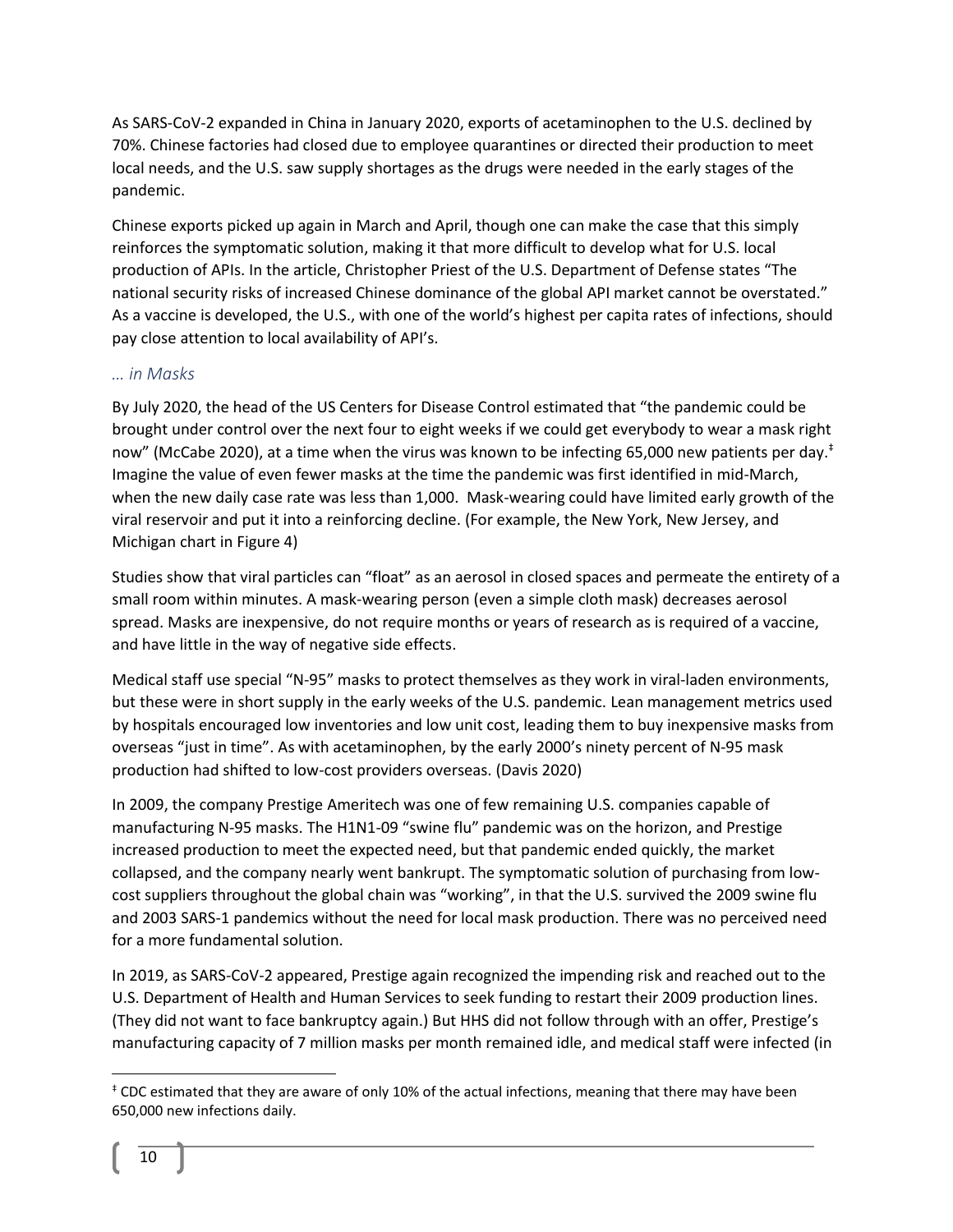As SARS-CoV-2 expanded in China in January 2020, exports of acetaminophen to the U.S. declined by 70%. Chinese factories had closed due to employee quarantines or directed their production to meet local needs, and the U.S. saw supply shortages as the drugs were needed in the early stages of the pandemic.

Chinese exports picked up again in March and April, though one can make the case that this simply reinforces the symptomatic solution, making it that more difficult to develop what for U.S. local production of APIs. In the article, Christopher Priest of the U.S. Department of Defense states "The national security risks of increased Chinese dominance of the global API market cannot be overstated." As a vaccine is developed, the U.S., with one of the world's highest per capita rates of infections, should pay close attention to local availability of API's.

### *… in Masks*

By July 2020, the head of the US Centers for Disease Control estimated that "the pandemic could be brought under control over the next four to eight weeks if we could get everybody to wear a mask right now" (McCabe 2020), at a time when the virus was known to be infecting 65,000 new patients per day.[‡] Imagine the value of even fewer masks at the time the pandemic was first identified in mid-March, when the new daily case rate was less than 1,000. Mask-wearing could have limited early growth of the viral reservoir and put it into a reinforcing decline. (For example, the New York, New Jersey, and Michigan chart in Figure 4)

Studies show that viral particles can "float" as an aerosol in closed spaces and permeate the entirety of a small room within minutes. A mask-wearing person (even a simple cloth mask) decreases aerosol spread. Masks are inexpensive, do not require months or years of research as is required of a vaccine, and have little in the way of negative side effects.

Medical staff use special "N-95" masks to protect themselves as they work in viral-laden environments, but these were in short supply in the early weeks of the U.S. pandemic. Lean management metrics used by hospitals encouraged low inventories and low unit cost, leading them to buy inexpensive masks from overseas "just in time". As with acetaminophen, by the early 2000's ninety percent of N-95 mask production had shifted to low-cost providers overseas. (Davis 2020)

In 2009, the company Prestige Ameritech was one of few remaining U.S. companies capable of manufacturing N-95 masks. The H1N1-09 "swine flu" pandemic was on the horizon, and Prestige increased production to meet the expected need, but that pandemic ended quickly, the market collapsed, and the company nearly went bankrupt. The symptomatic solution of purchasing from low-cost suppliers throughout the global chain was "working", in that the U.S. survived the 2009 swine flu and 2003 SARS-1 pandemics without the need for local mask production. There was no perceived need for a more fundamental solution.

In 2019, as SARS-CoV-2 appeared, Prestige again recognized the impending risk and reached out to the U.S. Department of Health and Human Services to seek funding to restart their 2009 production lines. (They did not want to face bankruptcy again.) But HHS did not follow through with an offer, Prestige's manufacturing capacity of 7 million masks per month remained idle, and medical staff were infected (in

---

[‡] CDC estimated that they are aware of only 10% of the actual infections, meaning that there may have been 650,000 new infections daily.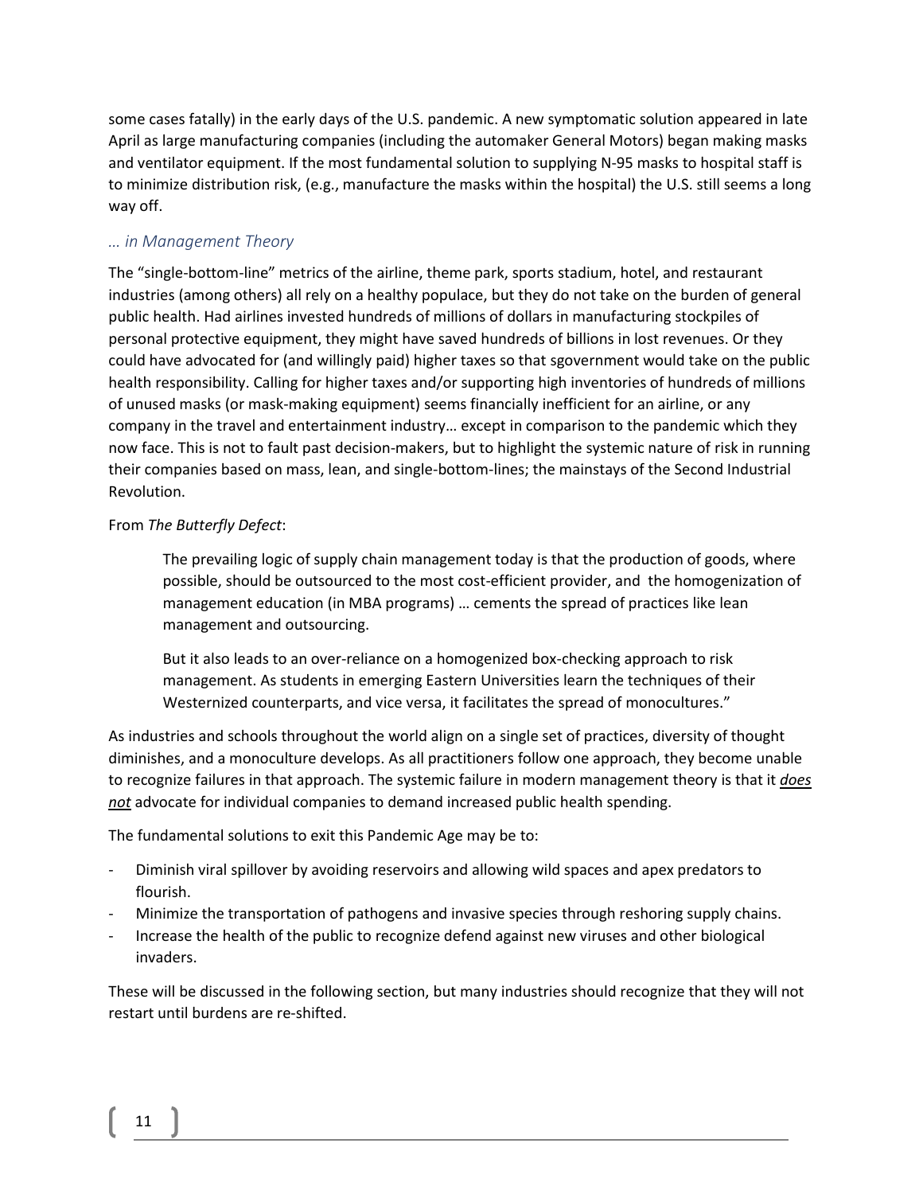some cases fatally) in the early days of the U.S. pandemic. A new symptomatic solution appeared in late April as large manufacturing companies (including the automaker General Motors) began making masks and ventilator equipment. If the most fundamental solution to supplying N-95 masks to hospital staff is to minimize distribution risk, (e.g., manufacture the masks within the hospital) the U.S. still seems a long way off.

### *… in Management Theory*

The "single-bottom-line" metrics of the airline, theme park, sports stadium, hotel, and restaurant industries (among others) all rely on a healthy populace, but they do not take on the burden of general public health. Had airlines invested hundreds of millions of dollars in manufacturing stockpiles of personal protective equipment, they might have saved hundreds of billions in lost revenues. Or they could have advocated for (and willingly paid) higher taxes so that sgovernment would take on the public health responsibility. Calling for higher taxes and/or supporting high inventories of hundreds of millions of unused masks (or mask-making equipment) seems financially inefficient for an airline, or any company in the travel and entertainment industry… except in comparison to the pandemic which they now face. This is not to fault past decision-makers, but to highlight the systemic nature of risk in running their companies based on mass, lean, and single-bottom-lines; the mainstays of the Second Industrial Revolution.

From *The Butterfly Defect*:

> The prevailing logic of supply chain management today is that the production of goods, where possible, should be outsourced to the most cost-efficient provider, and the homogenization of management education (in MBA programs) … cements the spread of practices like lean management and outsourcing.
>
> But it also leads to an over-reliance on a homogenized box-checking approach to risk management. As students in emerging Eastern Universities learn the techniques of their Westernized counterparts, and vice versa, it facilitates the spread of monocultures."

As industries and schools throughout the world align on a single set of practices, diversity of thought diminishes, and a monoculture develops. As all practitioners follow one approach, they become unable to recognize failures in that approach. The systemic failure in modern management theory is that it ***does not*** advocate for individual companies to demand increased public health spending.

The fundamental solutions to exit this Pandemic Age may be to:

- Diminish viral spillover by avoiding reservoirs and allowing wild spaces and apex predators to flourish.
- Minimize the transportation of pathogens and invasive species through reshoring supply chains.
- Increase the health of the public to recognize defend against new viruses and other biological invaders.

These will be discussed in the following section, but many industries should recognize that they will not restart until burdens are re-shifted.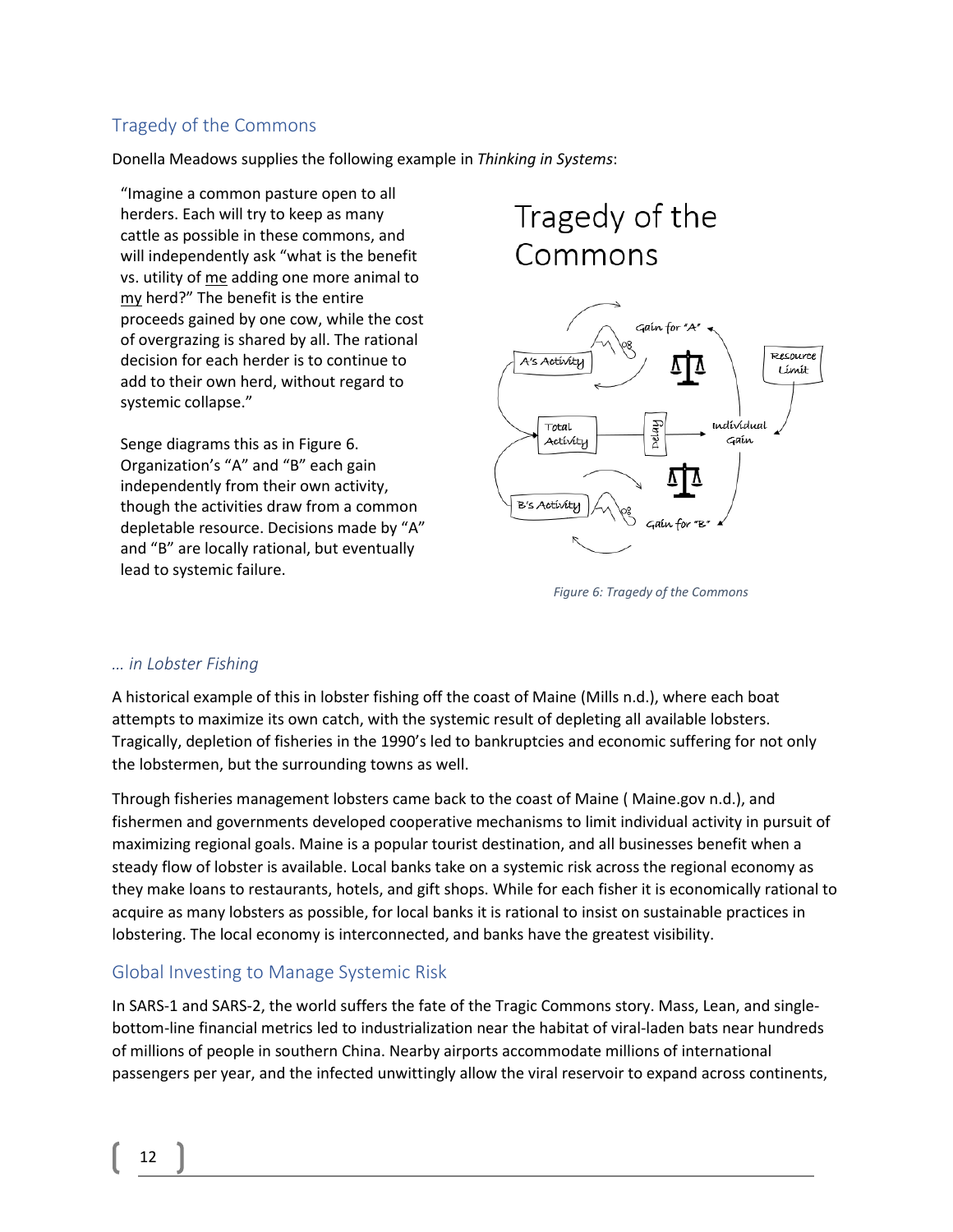## Tragedy of the Commons

Donella Meadows supplies the following example in *Thinking in Systems*:

"Imagine a common pasture open to all herders. Each will try to keep as many cattle as possible in these commons, and will independently ask "what is the benefit vs. utility of me adding one more animal to my herd?" The benefit is the entire proceeds gained by one cow, while the cost of overgrazing is shared by all. The rational decision for each herder is to continue to add to their own herd, without regard to systemic collapse."

Senge diagrams this as in Figure 6. Organization's "A" and "B" each gain independently from their own activity, though the activities draw from a common depletable resource. Decisions made by "A" and "B" are locally rational, but eventually lead to systemic failure.

*Figure 6: Tragedy of the Commons*

### … in Lobster Fishing

A historical example of this in lobster fishing off the coast of Maine (Mills n.d.), where each boat attempts to maximize its own catch, with the systemic result of depleting all available lobsters. Tragically, depletion of fisheries in the 1990's led to bankruptcies and economic suffering for not only the lobstermen, but the surrounding towns as well.

Through fisheries management lobsters came back to the coast of Maine ( Maine.gov n.d.), and fishermen and governments developed cooperative mechanisms to limit individual activity in pursuit of maximizing regional goals. Maine is a popular tourist destination, and all businesses benefit when a steady flow of lobster is available. Local banks take on a systemic risk across the regional economy as they make loans to restaurants, hotels, and gift shops. While for each fisher it is economically rational to acquire as many lobsters as possible, for local banks it is rational to insist on sustainable practices in lobstering. The local economy is interconnected, and banks have the greatest visibility.

## Global Investing to Manage Systemic Risk

In SARS-1 and SARS-2, the world suffers the fate of the Tragic Commons story. Mass, Lean, and single-bottom-line financial metrics led to industrialization near the habitat of viral-laden bats near hundreds of millions of people in southern China. Nearby airports accommodate millions of international passengers per year, and the infected unwittingly allow the viral reservoir to expand across continents,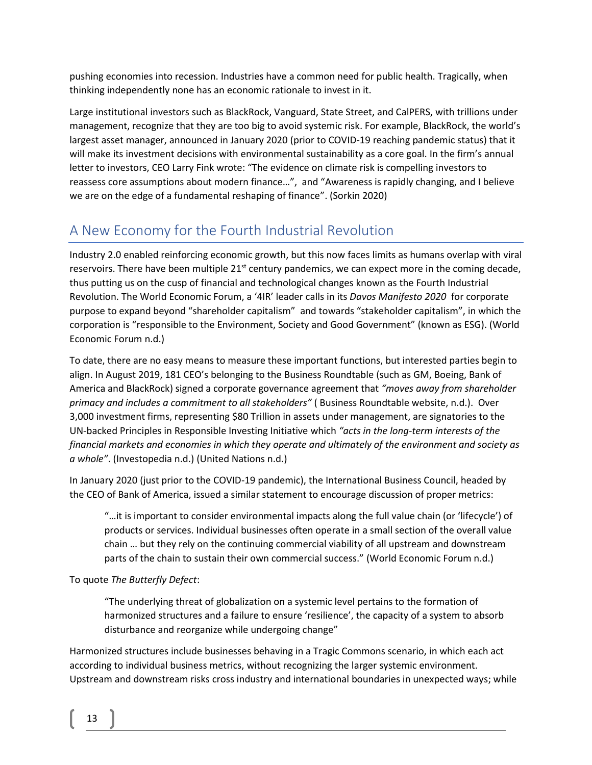pushing economies into recession. Industries have a common need for public health. Tragically, when thinking independently none has an economic rationale to invest in it.

Large institutional investors such as BlackRock, Vanguard, State Street, and CalPERS, with trillions under management, recognize that they are too big to avoid systemic risk. For example, BlackRock, the world's largest asset manager, announced in January 2020 (prior to COVID-19 reaching pandemic status) that it will make its investment decisions with environmental sustainability as a core goal. In the firm's annual letter to investors, CEO Larry Fink wrote: "The evidence on climate risk is compelling investors to reassess core assumptions about modern finance…", and "Awareness is rapidly changing, and I believe we are on the edge of a fundamental reshaping of finance". (Sorkin 2020)

## A New Economy for the Fourth Industrial Revolution

Industry 2.0 enabled reinforcing economic growth, but this now faces limits as humans overlap with viral reservoirs. There have been multiple 21st century pandemics, we can expect more in the coming decade, thus putting us on the cusp of financial and technological changes known as the Fourth Industrial Revolution. The World Economic Forum, a '4IR' leader calls in its *Davos Manifesto 2020* for corporate purpose to expand beyond "shareholder capitalism" and towards "stakeholder capitalism", in which the corporation is "responsible to the Environment, Society and Good Government" (known as ESG). (World Economic Forum n.d.)

To date, there are no easy means to measure these important functions, but interested parties begin to align. In August 2019, 181 CEO's belonging to the Business Roundtable (such as GM, Boeing, Bank of America and BlackRock) signed a corporate governance agreement that *"moves away from shareholder primacy and includes a commitment to all stakeholders"* ( Business Roundtable website, n.d.). Over 3,000 investment firms, representing $80 Trillion in assets under management, are signatories to the UN-backed Principles in Responsible Investing Initiative which *"acts in the long-term interests of the financial markets and economies in which they operate and ultimately of the environment and society as a whole"*. (Investopedia n.d.) (United Nations n.d.)

In January 2020 (just prior to the COVID-19 pandemic), the International Business Council, headed by the CEO of Bank of America, issued a similar statement to encourage discussion of proper metrics:

> "…it is important to consider environmental impacts along the full value chain (or 'lifecycle') of products or services. Individual businesses often operate in a small section of the overall value chain … but they rely on the continuing commercial viability of all upstream and downstream parts of the chain to sustain their own commercial success." (World Economic Forum n.d.)

To quote *The Butterfly Defect*:

> "The underlying threat of globalization on a systemic level pertains to the formation of harmonized structures and a failure to ensure 'resilience', the capacity of a system to absorb disturbance and reorganize while undergoing change"

Harmonized structures include businesses behaving in a Tragic Commons scenario, in which each act according to individual business metrics, without recognizing the larger systemic environment. Upstream and downstream risks cross industry and international boundaries in unexpected ways; while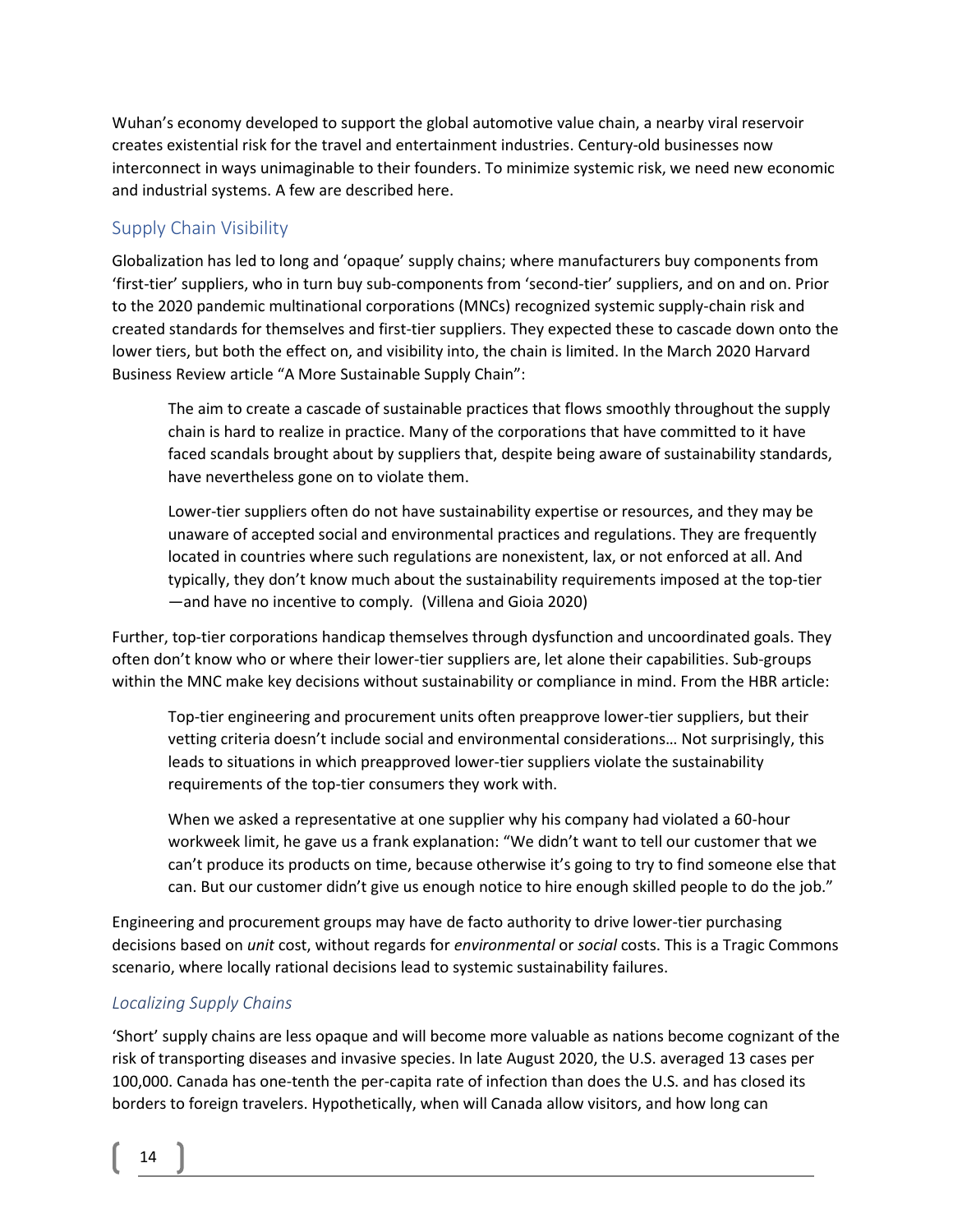Wuhan's economy developed to support the global automotive value chain, a nearby viral reservoir creates existential risk for the travel and entertainment industries. Century-old businesses now interconnect in ways unimaginable to their founders. To minimize systemic risk, we need new economic and industrial systems. A few are described here.

## Supply Chain Visibility

Globalization has led to long and 'opaque' supply chains; where manufacturers buy components from 'first-tier' suppliers, who in turn buy sub-components from 'second-tier' suppliers, and on and on. Prior to the 2020 pandemic multinational corporations (MNCs) recognized systemic supply-chain risk and created standards for themselves and first-tier suppliers. They expected these to cascade down onto the lower tiers, but both the effect on, and visibility into, the chain is limited. In the March 2020 Harvard Business Review article "A More Sustainable Supply Chain":

> The aim to create a cascade of sustainable practices that flows smoothly throughout the supply chain is hard to realize in practice. Many of the corporations that have committed to it have faced scandals brought about by suppliers that, despite being aware of sustainability standards, have nevertheless gone on to violate them.
>
> Lower-tier suppliers often do not have sustainability expertise or resources, and they may be unaware of accepted social and environmental practices and regulations. They are frequently located in countries where such regulations are nonexistent, lax, or not enforced at all. And typically, they don't know much about the sustainability requirements imposed at the top-tier—and have no incentive to comply. (Villena and Gioia 2020)

Further, top-tier corporations handicap themselves through dysfunction and uncoordinated goals. They often don't know who or where their lower-tier suppliers are, let alone their capabilities. Sub-groups within the MNC make key decisions without sustainability or compliance in mind. From the HBR article:

> Top-tier engineering and procurement units often preapprove lower-tier suppliers, but their vetting criteria doesn't include social and environmental considerations… Not surprisingly, this leads to situations in which preapproved lower-tier suppliers violate the sustainability requirements of the top-tier consumers they work with.
>
> When we asked a representative at one supplier why his company had violated a 60-hour workweek limit, he gave us a frank explanation: "We didn't want to tell our customer that we can't produce its products on time, because otherwise it's going to try to find someone else that can. But our customer didn't give us enough notice to hire enough skilled people to do the job."

Engineering and procurement groups may have de facto authority to drive lower-tier purchasing decisions based on *unit* cost, without regards for *environmental* or *social* costs. This is a Tragic Commons scenario, where locally rational decisions lead to systemic sustainability failures.

### *Localizing Supply Chains*

'Short' supply chains are less opaque and will become more valuable as nations become cognizant of the risk of transporting diseases and invasive species. In late August 2020, the U.S. averaged 13 cases per 100,000. Canada has one-tenth the per-capita rate of infection than does the U.S. and has closed its borders to foreign travelers. Hypothetically, when will Canada allow visitors, and how long can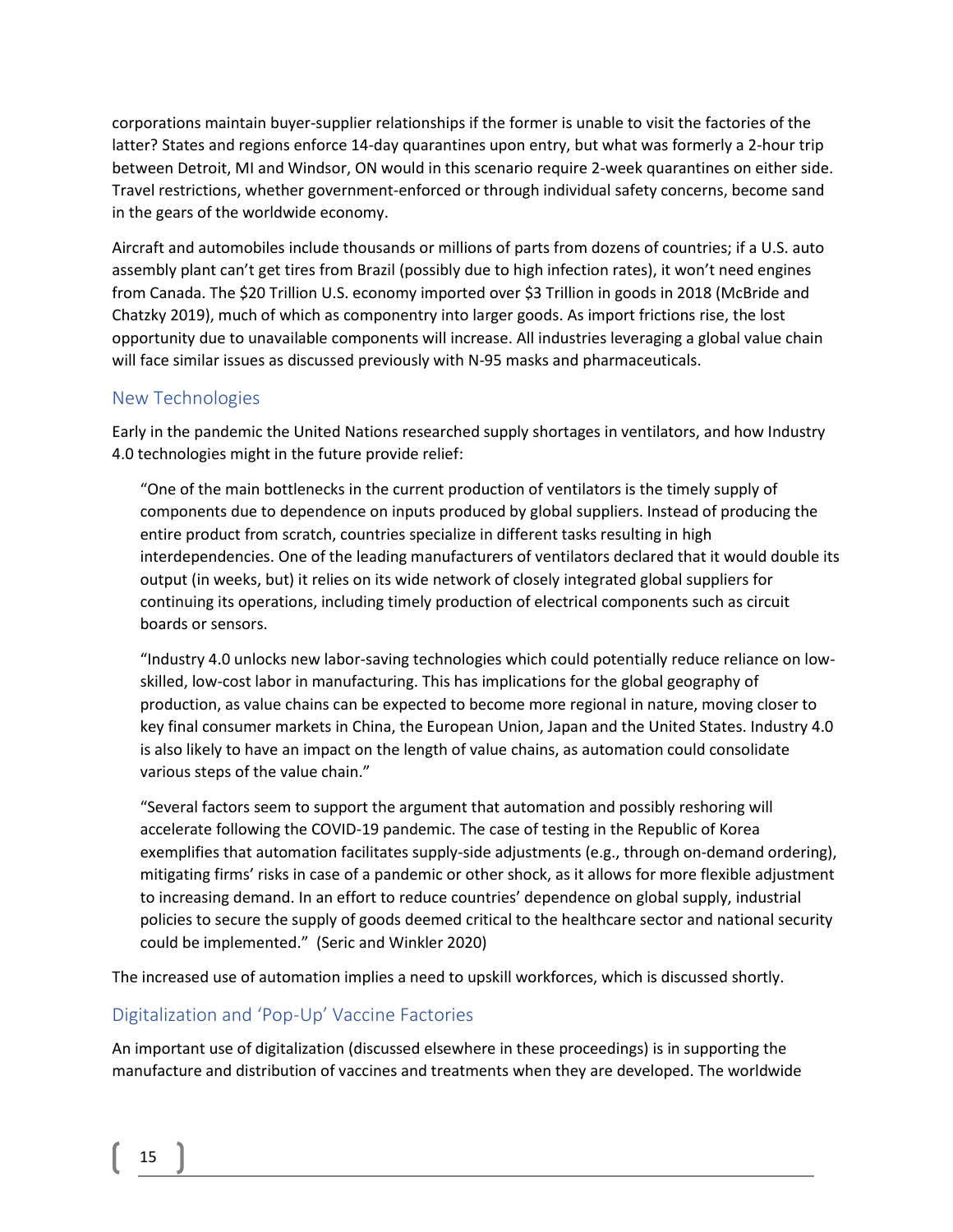corporations maintain buyer-supplier relationships if the former is unable to visit the factories of the latter? States and regions enforce 14-day quarantines upon entry, but what was formerly a 2-hour trip between Detroit, MI and Windsor, ON would in this scenario require 2-week quarantines on either side. Travel restrictions, whether government-enforced or through individual safety concerns, become sand in the gears of the worldwide economy.

Aircraft and automobiles include thousands or millions of parts from dozens of countries; if a U.S. auto assembly plant can't get tires from Brazil (possibly due to high infection rates), it won't need engines from Canada. The $20 Trillion U.S. economy imported over $3 Trillion in goods in 2018 (McBride and Chatzky 2019), much of which as componentry into larger goods. As import frictions rise, the lost opportunity due to unavailable components will increase. All industries leveraging a global value chain will face similar issues as discussed previously with N-95 masks and pharmaceuticals.

## New Technologies

Early in the pandemic the United Nations researched supply shortages in ventilators, and how Industry 4.0 technologies might in the future provide relief:

> "One of the main bottlenecks in the current production of ventilators is the timely supply of components due to dependence on inputs produced by global suppliers. Instead of producing the entire product from scratch, countries specialize in different tasks resulting in high interdependencies. One of the leading manufacturers of ventilators declared that it would double its output (in weeks, but) it relies on its wide network of closely integrated global suppliers for continuing its operations, including timely production of electrical components such as circuit boards or sensors.
>
> "Industry 4.0 unlocks new labor-saving technologies which could potentially reduce reliance on low-skilled, low-cost labor in manufacturing. This has implications for the global geography of production, as value chains can be expected to become more regional in nature, moving closer to key final consumer markets in China, the European Union, Japan and the United States. Industry 4.0 is also likely to have an impact on the length of value chains, as automation could consolidate various steps of the value chain."
>
> "Several factors seem to support the argument that automation and possibly reshoring will accelerate following the COVID-19 pandemic. The case of testing in the Republic of Korea exemplifies that automation facilitates supply-side adjustments (e.g., through on-demand ordering), mitigating firms' risks in case of a pandemic or other shock, as it allows for more flexible adjustment to increasing demand. In an effort to reduce countries' dependence on global supply, industrial policies to secure the supply of goods deemed critical to the healthcare sector and national security could be implemented." (Seric and Winkler 2020)

The increased use of automation implies a need to upskill workforces, which is discussed shortly.

## Digitalization and 'Pop-Up' Vaccine Factories

An important use of digitalization (discussed elsewhere in these proceedings) is in supporting the manufacture and distribution of vaccines and treatments when they are developed. The worldwide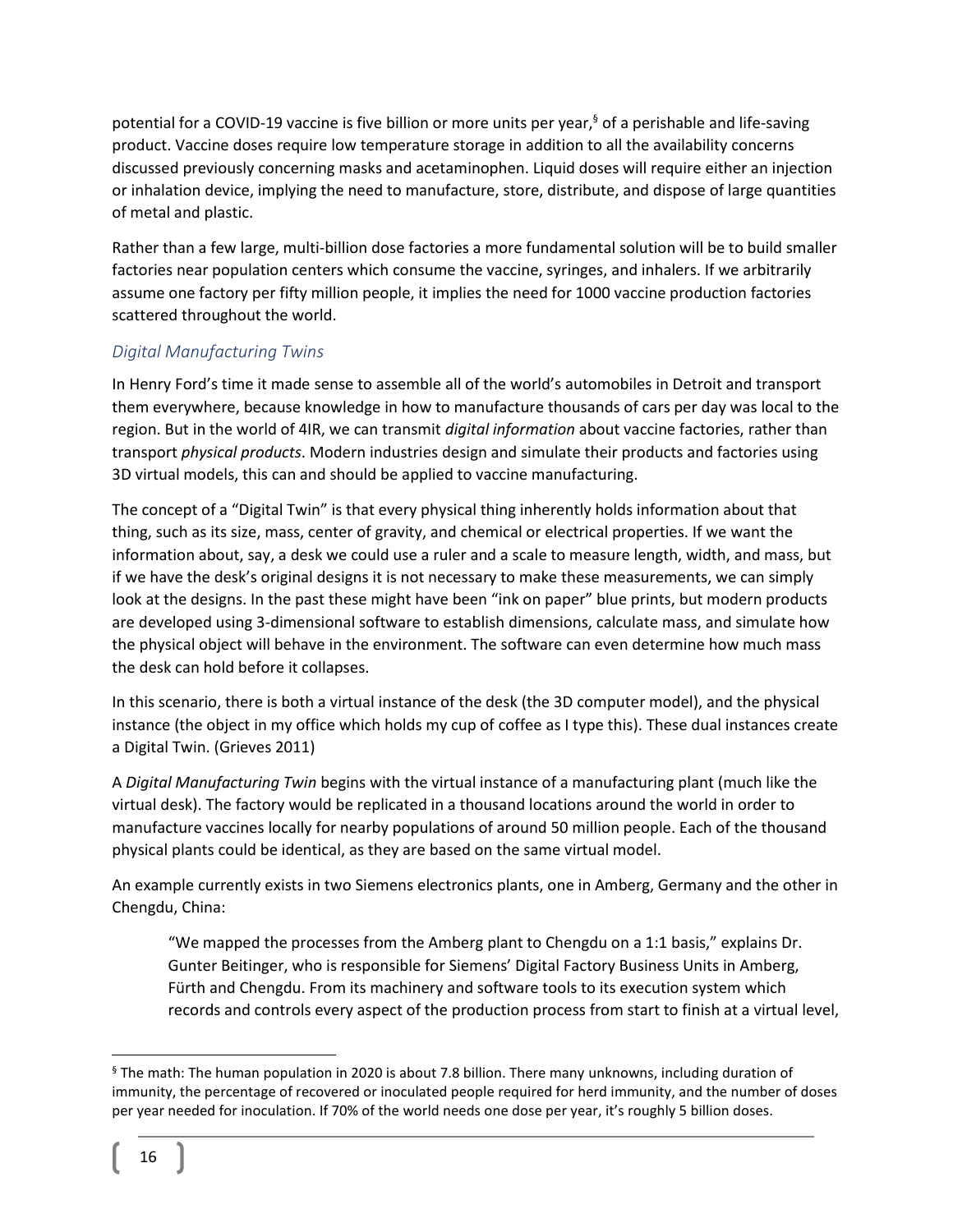potential for a COVID-19 vaccine is five billion or more units per year,[§] of a perishable and life-saving product. Vaccine doses require low temperature storage in addition to all the availability concerns discussed previously concerning masks and acetaminophen. Liquid doses will require either an injection or inhalation device, implying the need to manufacture, store, distribute, and dispose of large quantities of metal and plastic.

Rather than a few large, multi-billion dose factories a more fundamental solution will be to build smaller factories near population centers which consume the vaccine, syringes, and inhalers. If we arbitrarily assume one factory per fifty million people, it implies the need for 1000 vaccine production factories scattered throughout the world.

### *Digital Manufacturing Twins*

In Henry Ford's time it made sense to assemble all of the world's automobiles in Detroit and transport them everywhere, because knowledge in how to manufacture thousands of cars per day was local to the region. But in the world of 4IR, we can transmit *digital information* about vaccine factories, rather than transport *physical products*. Modern industries design and simulate their products and factories using 3D virtual models, this can and should be applied to vaccine manufacturing.

The concept of a "Digital Twin" is that every physical thing inherently holds information about that thing, such as its size, mass, center of gravity, and chemical or electrical properties. If we want the information about, say, a desk we could use a ruler and a scale to measure length, width, and mass, but if we have the desk's original designs it is not necessary to make these measurements, we can simply look at the designs. In the past these might have been "ink on paper" blue prints, but modern products are developed using 3-dimensional software to establish dimensions, calculate mass, and simulate how the physical object will behave in the environment. The software can even determine how much mass the desk can hold before it collapses.

In this scenario, there is both a virtual instance of the desk (the 3D computer model), and the physical instance (the object in my office which holds my cup of coffee as I type this). These dual instances create a Digital Twin. (Grieves 2011)

A *Digital Manufacturing Twin* begins with the virtual instance of a manufacturing plant (much like the virtual desk). The factory would be replicated in a thousand locations around the world in order to manufacture vaccines locally for nearby populations of around 50 million people. Each of the thousand physical plants could be identical, as they are based on the same virtual model.

An example currently exists in two Siemens electronics plants, one in Amberg, Germany and the other in Chengdu, China:

> "We mapped the processes from the Amberg plant to Chengdu on a 1:1 basis," explains Dr. Gunter Beitinger, who is responsible for Siemens' Digital Factory Business Units in Amberg, Fürth and Chengdu. From its machinery and software tools to its execution system which records and controls every aspect of the production process from start to finish at a virtual level,

---

[§] The math: The human population in 2020 is about 7.8 billion. There many unknowns, including duration of immunity, the percentage of recovered or inoculated people required for herd immunity, and the number of doses per year needed for inoculation. If 70% of the world needs one dose per year, it's roughly 5 billion doses.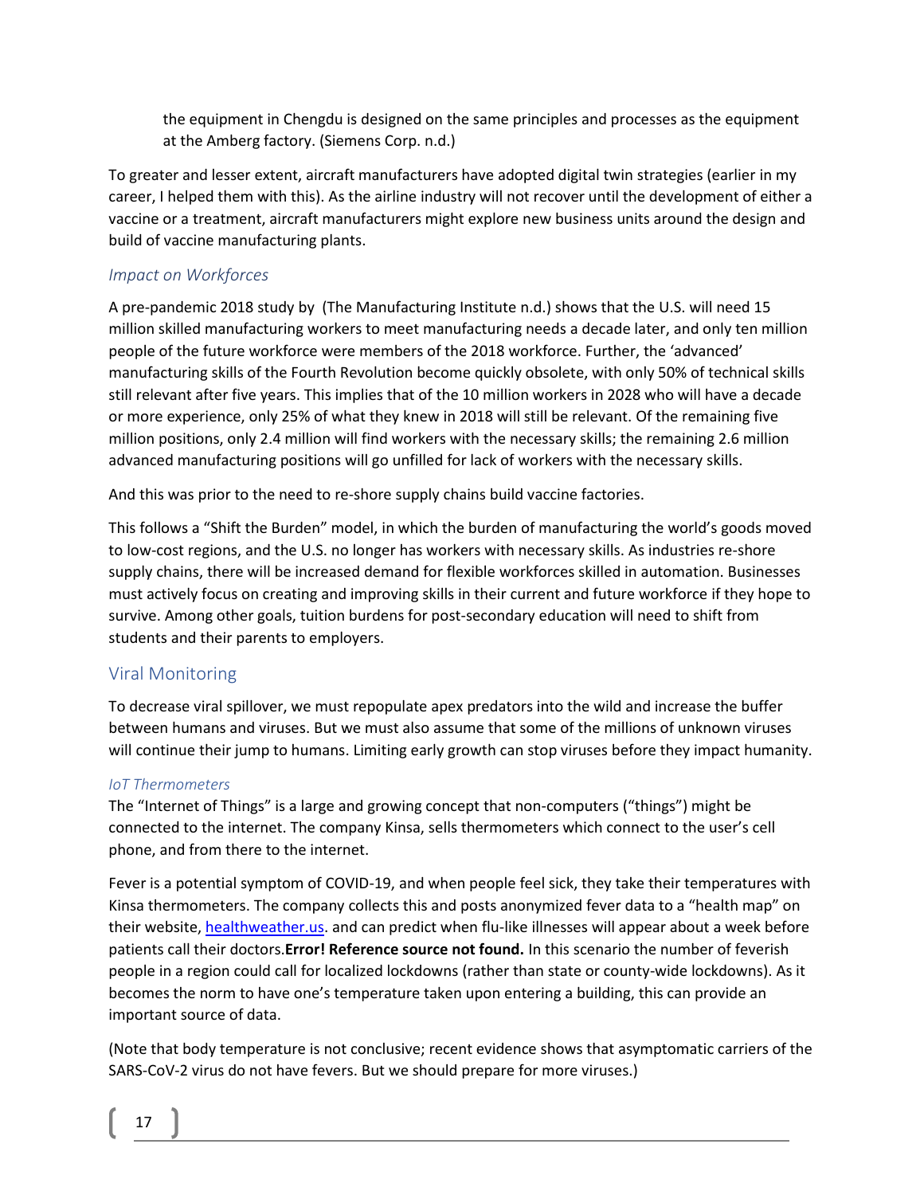the equipment in Chengdu is designed on the same principles and processes as the equipment at the Amberg factory. (Siemens Corp. n.d.)

To greater and lesser extent, aircraft manufacturers have adopted digital twin strategies (earlier in my career, I helped them with this). As the airline industry will not recover until the development of either a vaccine or a treatment, aircraft manufacturers might explore new business units around the design and build of vaccine manufacturing plants.

### *Impact on Workforces*

A pre-pandemic 2018 study by (The Manufacturing Institute n.d.) shows that the U.S. will need 15 million skilled manufacturing workers to meet manufacturing needs a decade later, and only ten million people of the future workforce were members of the 2018 workforce. Further, the 'advanced' manufacturing skills of the Fourth Revolution become quickly obsolete, with only 50% of technical skills still relevant after five years. This implies that of the 10 million workers in 2028 who will have a decade or more experience, only 25% of what they knew in 2018 will still be relevant. Of the remaining five million positions, only 2.4 million will find workers with the necessary skills; the remaining 2.6 million advanced manufacturing positions will go unfilled for lack of workers with the necessary skills.

And this was prior to the need to re-shore supply chains build vaccine factories.

This follows a "Shift the Burden" model, in which the burden of manufacturing the world's goods moved to low-cost regions, and the U.S. no longer has workers with necessary skills. As industries re-shore supply chains, there will be increased demand for flexible workforces skilled in automation. Businesses must actively focus on creating and improving skills in their current and future workforce if they hope to survive. Among other goals, tuition burdens for post-secondary education will need to shift from students and their parents to employers.

## Viral Monitoring

To decrease viral spillover, we must repopulate apex predators into the wild and increase the buffer between humans and viruses. But we must also assume that some of the millions of unknown viruses will continue their jump to humans. Limiting early growth can stop viruses before they impact humanity.

#### *IoT Thermometers*

The "Internet of Things" is a large and growing concept that non-computers ("things") might be connected to the internet. The company Kinsa, sells thermometers which connect to the user's cell phone, and from there to the internet.

Fever is a potential symptom of COVID-19, and when people feel sick, they take their temperatures with Kinsa thermometers. The company collects this and posts anonymized fever data to a "health map" on their website, [healthweather.us](healthweather.us). and can predict when flu-like illnesses will appear about a week before patients call their doctors.**Error! Reference source not found.** In this scenario the number of feverish people in a region could call for localized lockdowns (rather than state or county-wide lockdowns). As it becomes the norm to have one's temperature taken upon entering a building, this can provide an important source of data.

(Note that body temperature is not conclusive; recent evidence shows that asymptomatic carriers of the SARS-CoV-2 virus do not have fevers. But we should prepare for more viruses.)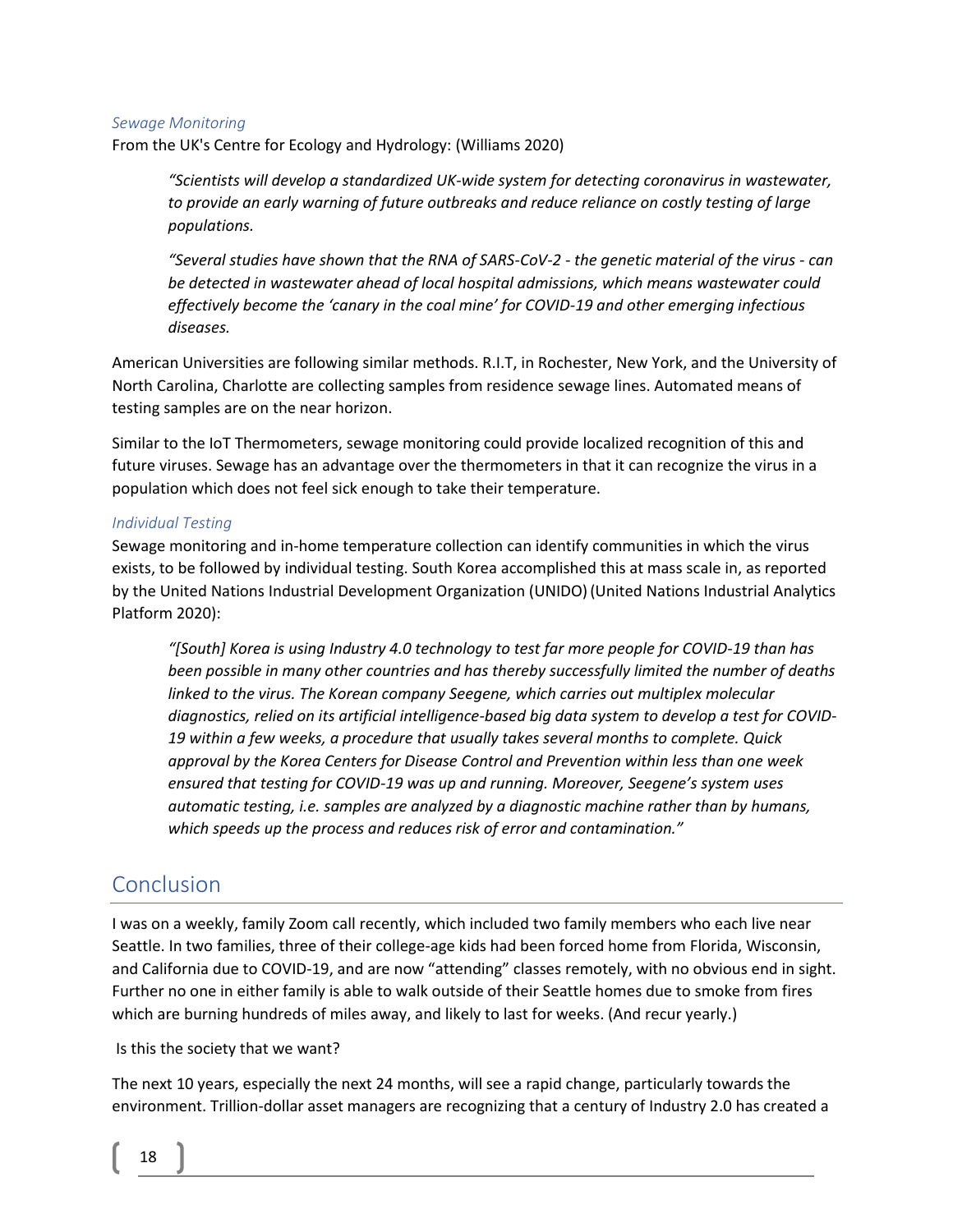### *Sewage Monitoring*

From the UK's Centre for Ecology and Hydrology: (Williams 2020)

> *"Scientists will develop a standardized UK-wide system for detecting coronavirus in wastewater, to provide an early warning of future outbreaks and reduce reliance on costly testing of large populations.*
>
> *"Several studies have shown that the RNA of SARS-CoV-2 - the genetic material of the virus - can be detected in wastewater ahead of local hospital admissions, which means wastewater could effectively become the 'canary in the coal mine' for COVID-19 and other emerging infectious diseases.*

American Universities are following similar methods. R.I.T, in Rochester, New York, and the University of North Carolina, Charlotte are collecting samples from residence sewage lines. Automated means of testing samples are on the near horizon.

Similar to the IoT Thermometers, sewage monitoring could provide localized recognition of this and future viruses. Sewage has an advantage over the thermometers in that it can recognize the virus in a population which does not feel sick enough to take their temperature.

### *Individual Testing*

Sewage monitoring and in-home temperature collection can identify communities in which the virus exists, to be followed by individual testing. South Korea accomplished this at mass scale in, as reported by the United Nations Industrial Development Organization (UNIDO) (United Nations Industrial Analytics Platform 2020):

> *"[South] Korea is using Industry 4.0 technology to test far more people for COVID-19 than has been possible in many other countries and has thereby successfully limited the number of deaths linked to the virus. The Korean company Seegene, which carries out multiplex molecular diagnostics, relied on its artificial intelligence-based big data system to develop a test for COVID-19 within a few weeks, a procedure that usually takes several months to complete. Quick approval by the Korea Centers for Disease Control and Prevention within less than one week ensured that testing for COVID-19 was up and running. Moreover, Seegene's system uses automatic testing, i.e. samples are analyzed by a diagnostic machine rather than by humans, which speeds up the process and reduces risk of error and contamination."*

## Conclusion

I was on a weekly, family Zoom call recently, which included two family members who each live near Seattle. In two families, three of their college-age kids had been forced home from Florida, Wisconsin, and California due to COVID-19, and are now "attending" classes remotely, with no obvious end in sight. Further no one in either family is able to walk outside of their Seattle homes due to smoke from fires which are burning hundreds of miles away, and likely to last for weeks. (And recur yearly.)

Is this the society that we want?

The next 10 years, especially the next 24 months, will see a rapid change, particularly towards the environment. Trillion-dollar asset managers are recognizing that a century of Industry 2.0 has created a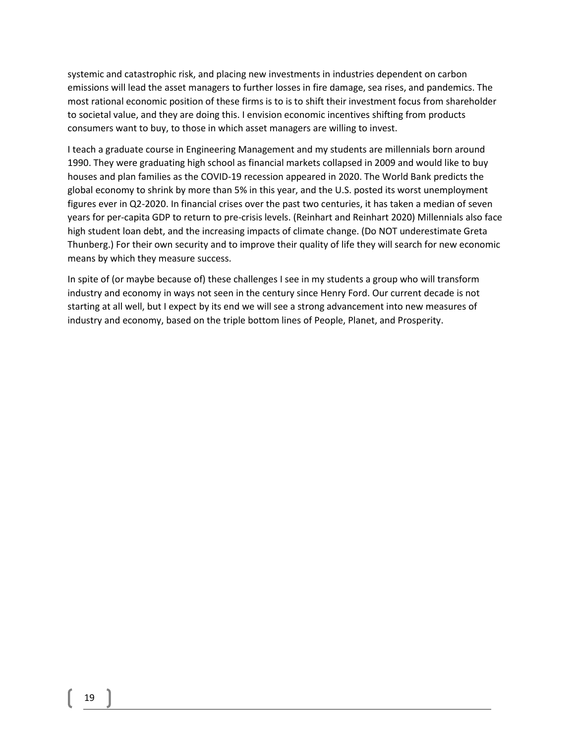systemic and catastrophic risk, and placing new investments in industries dependent on carbon emissions will lead the asset managers to further losses in fire damage, sea rises, and pandemics. The most rational economic position of these firms is to is to is to shift their investment focus from shareholder to societal value, and they are doing this. I envision economic incentives shifting from products consumers want to buy, to those in which asset managers are willing to invest.

I teach a graduate course in Engineering Management and my students are millennials born around 1990. They were graduating high school as financial markets collapsed in 2009 and would like to buy houses and plan families as the COVID-19 recession appeared in 2020. The World Bank predicts the global economy to shrink by more than 5% in this year, and the U.S. posted its worst unemployment figures ever in Q2-2020. In financial crises over the past two centuries, it has taken a median of seven years for per-capita GDP to return to pre-crisis levels. (Reinhart and Reinhart 2020) Millennials also face high student loan debt, and the increasing impacts of climate change. (Do NOT underestimate Greta Thunberg.) For their own security and to improve their quality of life they will search for new economic means by which they measure success.

In spite of (or maybe because of) these challenges I see in my students a group who will transform industry and economy in ways not seen in the century since Henry Ford. Our current decade is not starting at all well, but I expect by its end we will see a strong advancement into new measures of industry and economy, based on the triple bottom lines of People, Planet, and Prosperity.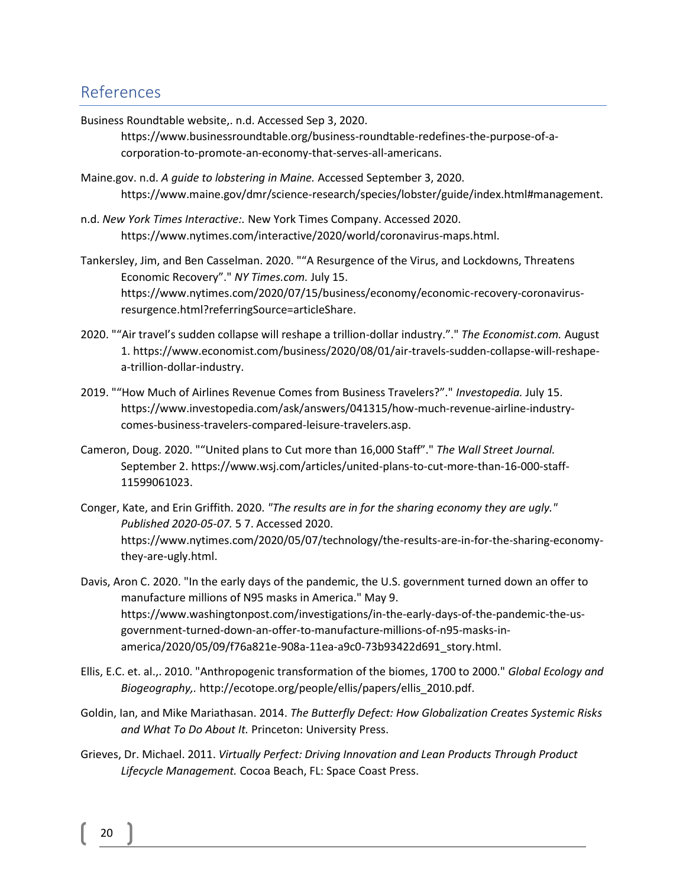## References

Business Roundtable website,. n.d. Accessed Sep 3, 2020. https://www.businessroundtable.org/business-roundtable-redefines-the-purpose-of-a-corporation-to-promote-an-economy-that-serves-all-americans.

Maine.gov. n.d. *A guide to lobstering in Maine.* Accessed September 3, 2020. https://www.maine.gov/dmr/science-research/species/lobster/guide/index.html#management.

n.d. *New York Times Interactive:.* New York Times Company. Accessed 2020. https://www.nytimes.com/interactive/2020/world/coronavirus-maps.html.

Tankersley, Jim, and Ben Casselman. 2020. "“A Resurgence of the Virus, and Lockdowns, Threatens Economic Recovery”." *NY Times.com.* July 15. https://www.nytimes.com/2020/07/15/business/economy/economic-recovery-coronavirus-resurgence.html?referringSource=articleShare.

2020. "“Air travel’s sudden collapse will reshape a trillion-dollar industry.”." *The Economist.com.* August 1. https://www.economist.com/business/2020/08/01/air-travels-sudden-collapse-will-reshape-a-trillion-dollar-industry.

2019. "“How Much of Airlines Revenue Comes from Business Travelers?”." *Investopedia.* July 15. https://www.investopedia.com/ask/answers/041315/how-much-revenue-airline-industry-comes-business-travelers-compared-leisure-travelers.asp.

Cameron, Doug. 2020. "“United plans to Cut more than 16,000 Staff”." *The Wall Street Journal.* September 2. https://www.wsj.com/articles/united-plans-to-cut-more-than-16-000-staff-11599061023.

Conger, Kate, and Erin Griffith. 2020. *"The results are in for the sharing economy they are ugly." Published 2020-05-07.* 5 7. Accessed 2020. https://www.nytimes.com/2020/05/07/technology/the-results-are-in-for-the-sharing-economy-they-are-ugly.html.

Davis, Aron C. 2020. "In the early days of the pandemic, the U.S. government turned down an offer to manufacture millions of N95 masks in America." May 9. https://www.washingtonpost.com/investigations/in-the-early-days-of-the-pandemic-the-us-government-turned-down-an-offer-to-manufacture-millions-of-n95-masks-in-america/2020/05/09/f76a821e-908a-11ea-a9c0-73b93422d691_story.html.

Ellis, E.C. et. al.,. 2010. "Anthropogenic transformation of the biomes, 1700 to 2000." *Global Ecology and Biogeography,.* http://ecotope.org/people/ellis/papers/ellis_2010.pdf.

Goldin, Ian, and Mike Mariathasan. 2014. *The Butterfly Defect: How Globalization Creates Systemic Risks and What To Do About It.* Princeton: University Press.

Grieves, Dr. Michael. 2011. *Virtually Perfect: Driving Innovation and Lean Products Through Product Lifecycle Management.* Cocoa Beach, FL: Space Coast Press.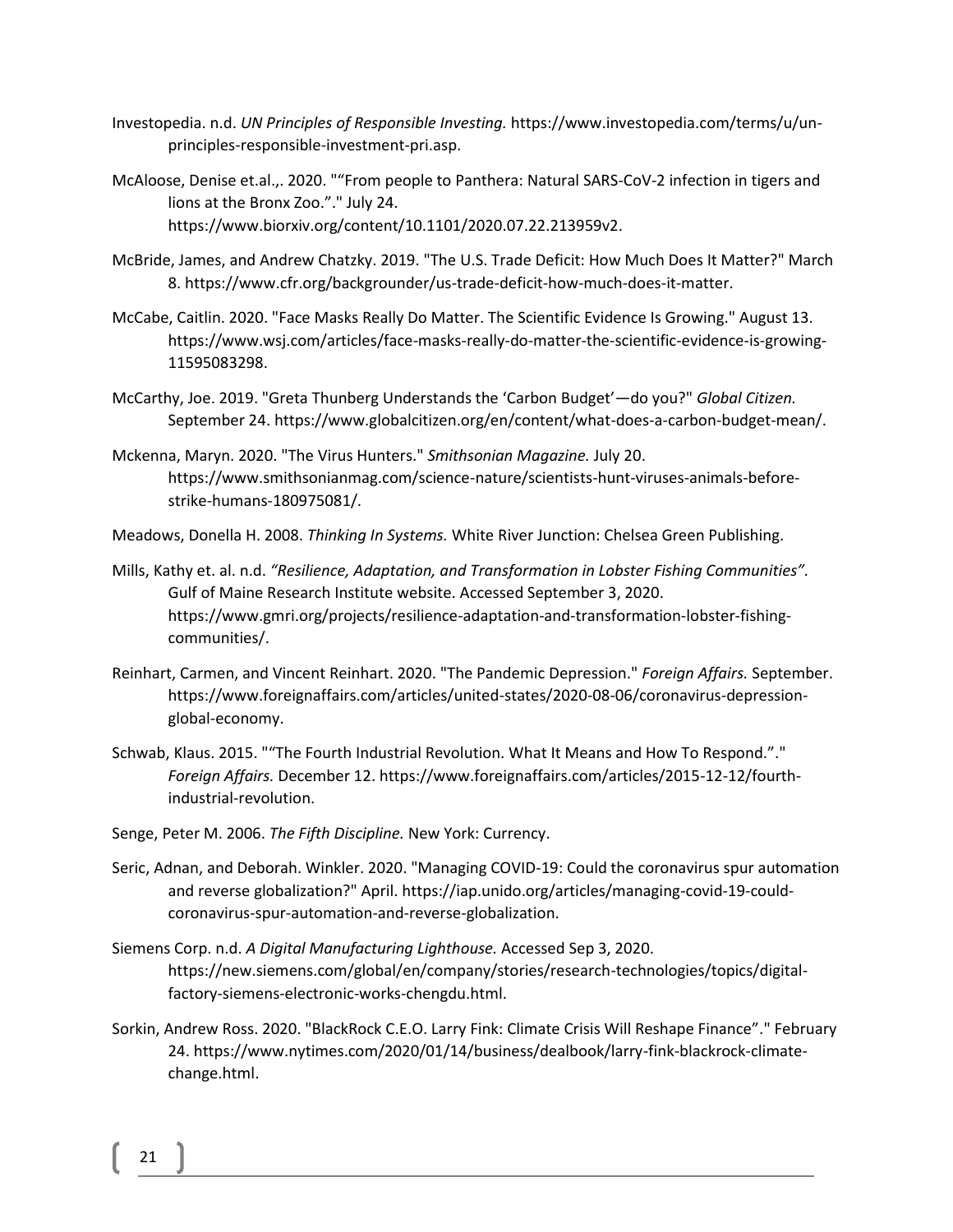Investopedia. n.d. *UN Principles of Responsible Investing.* https://www.investopedia.com/terms/u/un-principles-responsible-investment-pri.asp.

McAloose, Denise et.al.,. 2020. "“From people to Panthera: Natural SARS-CoV-2 infection in tigers and lions at the Bronx Zoo.”." July 24. https://www.biorxiv.org/content/10.1101/2020.07.22.213959v2.

McBride, James, and Andrew Chatzky. 2019. "The U.S. Trade Deficit: How Much Does It Matter?" March 8. https://www.cfr.org/backgrounder/us-trade-deficit-how-much-does-it-matter.

McCabe, Caitlin. 2020. "Face Masks Really Do Matter. The Scientific Evidence Is Growing." August 13. https://www.wsj.com/articles/face-masks-really-do-matter-the-scientific-evidence-is-growing-11595083298.

McCarthy, Joe. 2019. "Greta Thunberg Understands the ‘Carbon Budget’—do you?" *Global Citizen.* September 24. https://www.globalcitizen.org/en/content/what-does-a-carbon-budget-mean/.

Mckenna, Maryn. 2020. "The Virus Hunters." *Smithsonian Magazine.* July 20. https://www.smithsonianmag.com/science-nature/scientists-hunt-viruses-animals-before-strike-humans-180975081/.

Meadows, Donella H. 2008. *Thinking In Systems.* White River Junction: Chelsea Green Publishing.

Mills, Kathy et. al. n.d. *“Resilience, Adaptation, and Transformation in Lobster Fishing Communities”.* Gulf of Maine Research Institute website. Accessed September 3, 2020. https://www.gmri.org/projects/resilience-adaptation-and-transformation-lobster-fishing-communities/.

Reinhart, Carmen, and Vincent Reinhart. 2020. "The Pandemic Depression." *Foreign Affairs.* September. https://www.foreignaffairs.com/articles/united-states/2020-08-06/coronavirus-depression-global-economy.

Schwab, Klaus. 2015. "“The Fourth Industrial Revolution. What It Means and How To Respond.”." *Foreign Affairs.* December 12. https://www.foreignaffairs.com/articles/2015-12-12/fourth-industrial-revolution.

Senge, Peter M. 2006. *The Fifth Discipline.* New York: Currency.

Seric, Adnan, and Deborah. Winkler. 2020. "Managing COVID-19: Could the coronavirus spur automation and reverse globalization?" April. https://iap.unido.org/articles/managing-covid-19-could-coronavirus-spur-automation-and-reverse-globalization.

Siemens Corp. n.d. *A Digital Manufacturing Lighthouse.* Accessed Sep 3, 2020. https://new.siemens.com/global/en/company/stories/research-technologies/topics/digital-factory-siemens-electronic-works-chengdu.html.

Sorkin, Andrew Ross. 2020. "BlackRock C.E.O. Larry Fink: Climate Crisis Will Reshape Finance”." February 24. https://www.nytimes.com/2020/01/14/business/dealbook/larry-fink-blackrock-climate-change.html.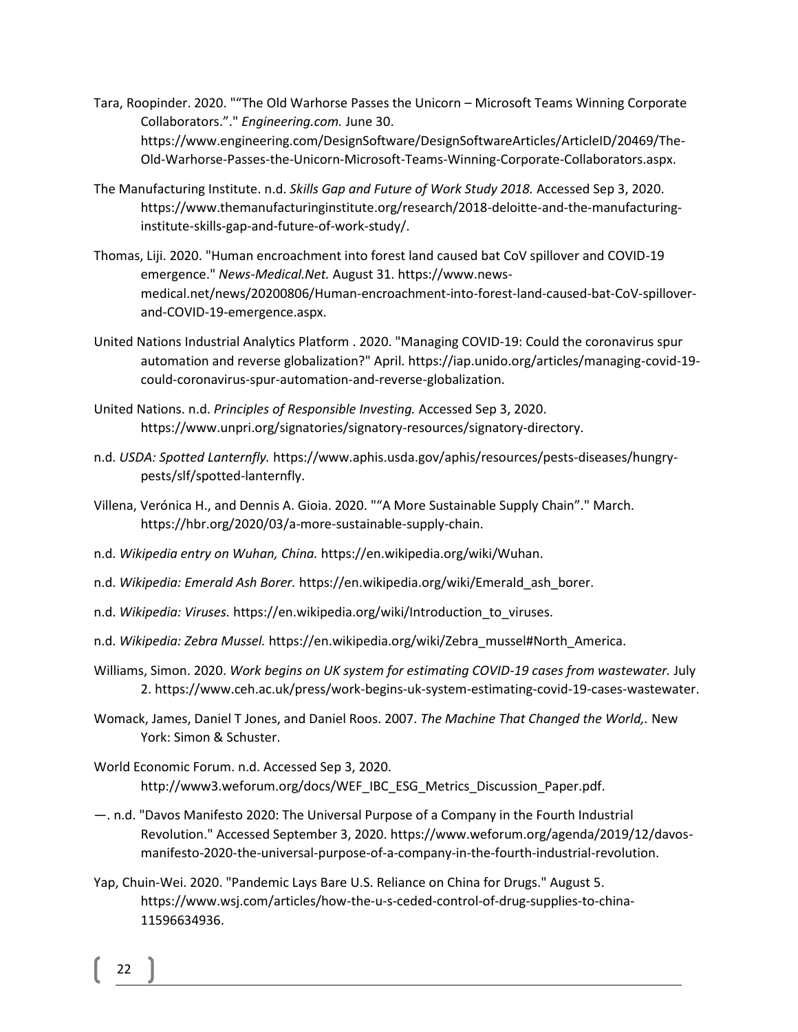Tara, Roopinder. 2020. "“The Old Warhorse Passes the Unicorn – Microsoft Teams Winning Corporate Collaborators.”." *Engineering.com.* June 30. https://www.engineering.com/DesignSoftware/DesignSoftwareArticles/ArticleID/20469/The-Old-Warhorse-Passes-the-Unicorn-Microsoft-Teams-Winning-Corporate-Collaborators.aspx.

The Manufacturing Institute. n.d. *Skills Gap and Future of Work Study 2018.* Accessed Sep 3, 2020. https://www.themanufacturinginstitute.org/research/2018-deloitte-and-the-manufacturing-institute-skills-gap-and-future-of-work-study/.

Thomas, Liji. 2020. "Human encroachment into forest land caused bat CoV spillover and COVID-19 emergence." *News-Medical.Net.* August 31. https://www.news-medical.net/news/20200806/Human-encroachment-into-forest-land-caused-bat-CoV-spillover-and-COVID-19-emergence.aspx.

United Nations Industrial Analytics Platform . 2020. "Managing COVID-19: Could the coronavirus spur automation and reverse globalization?" April. https://iap.unido.org/articles/managing-covid-19-could-coronavirus-spur-automation-and-reverse-globalization.

United Nations. n.d. *Principles of Responsible Investing.* Accessed Sep 3, 2020. https://www.unpri.org/signatories/signatory-resources/signatory-directory.

n.d. *USDA: Spotted Lanternfly.* https://www.aphis.usda.gov/aphis/resources/pests-diseases/hungry-pests/slf/spotted-lanternfly.

Villena, Verónica H., and Dennis A. Gioia. 2020. "“A More Sustainable Supply Chain”." March. https://hbr.org/2020/03/a-more-sustainable-supply-chain.

n.d. *Wikipedia entry on Wuhan, China.* https://en.wikipedia.org/wiki/Wuhan.

n.d. *Wikipedia: Emerald Ash Borer.* https://en.wikipedia.org/wiki/Emerald_ash_borer.

n.d. *Wikipedia: Viruses.* https://en.wikipedia.org/wiki/Introduction_to_viruses.

n.d. *Wikipedia: Zebra Mussel.* https://en.wikipedia.org/wiki/Zebra_mussel#North_America.

Williams, Simon. 2020. *Work begins on UK system for estimating COVID-19 cases from wastewater.* July 2. https://www.ceh.ac.uk/press/work-begins-uk-system-estimating-covid-19-cases-wastewater.

Womack, James, Daniel T Jones, and Daniel Roos. 2007. *The Machine That Changed the World,.* New York: Simon & Schuster.

World Economic Forum. n.d. Accessed Sep 3, 2020. http://www3.weforum.org/docs/WEF_IBC_ESG_Metrics_Discussion_Paper.pdf.

—. n.d. "Davos Manifesto 2020: The Universal Purpose of a Company in the Fourth Industrial Revolution." Accessed September 3, 2020. https://www.weforum.org/agenda/2019/12/davos-manifesto-2020-the-universal-purpose-of-a-company-in-the-fourth-industrial-revolution.

Yap, Chuin-Wei. 2020. "Pandemic Lays Bare U.S. Reliance on China for Drugs." August 5. https://www.wsj.com/articles/how-the-u-s-ceded-control-of-drug-supplies-to-china-11596634936.